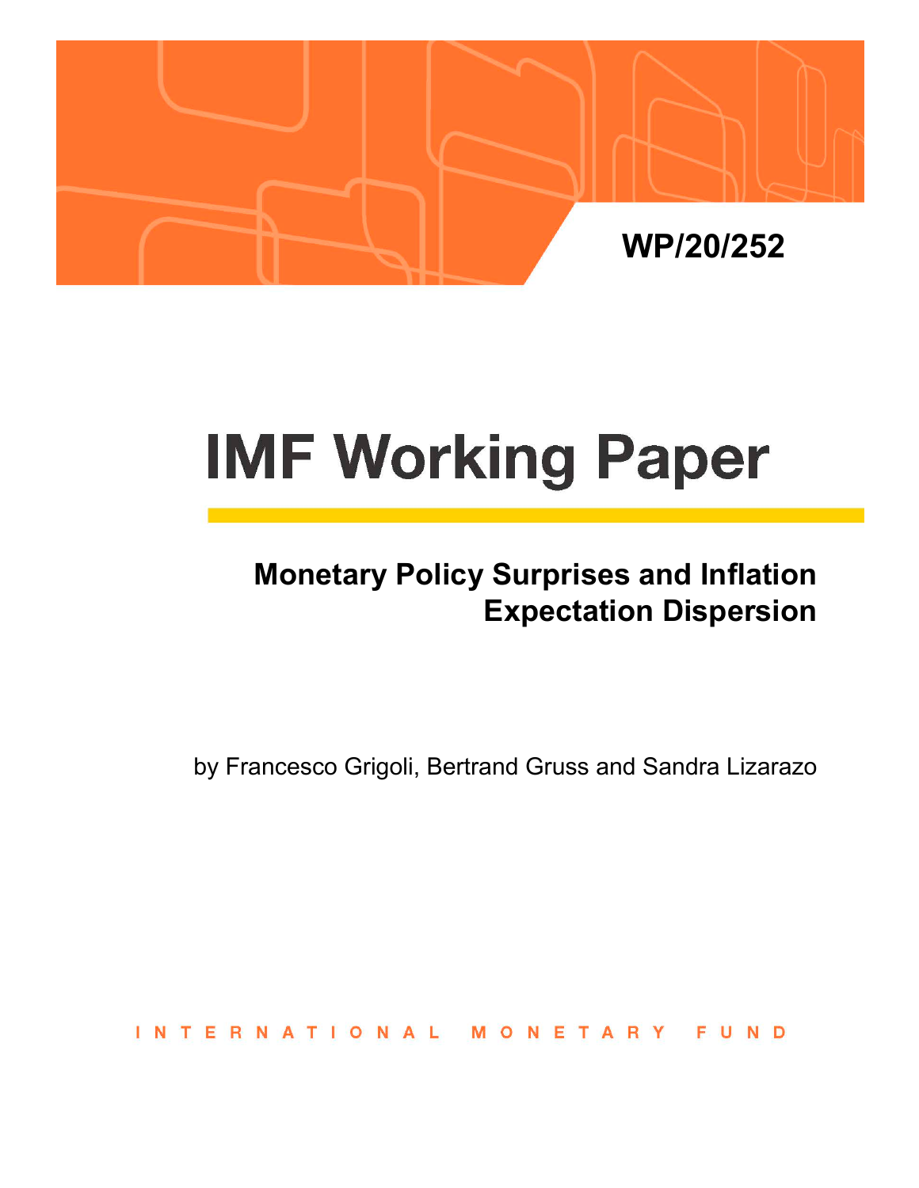WP/20/252

# IMF Working Paper

## Monetary Policy Surprises and Inflation Expectation Dispersion

by Francesco Grigoli, Bertrand Gruss and Sandra Lizarazo

INTERNATIONAL MONETARY FUND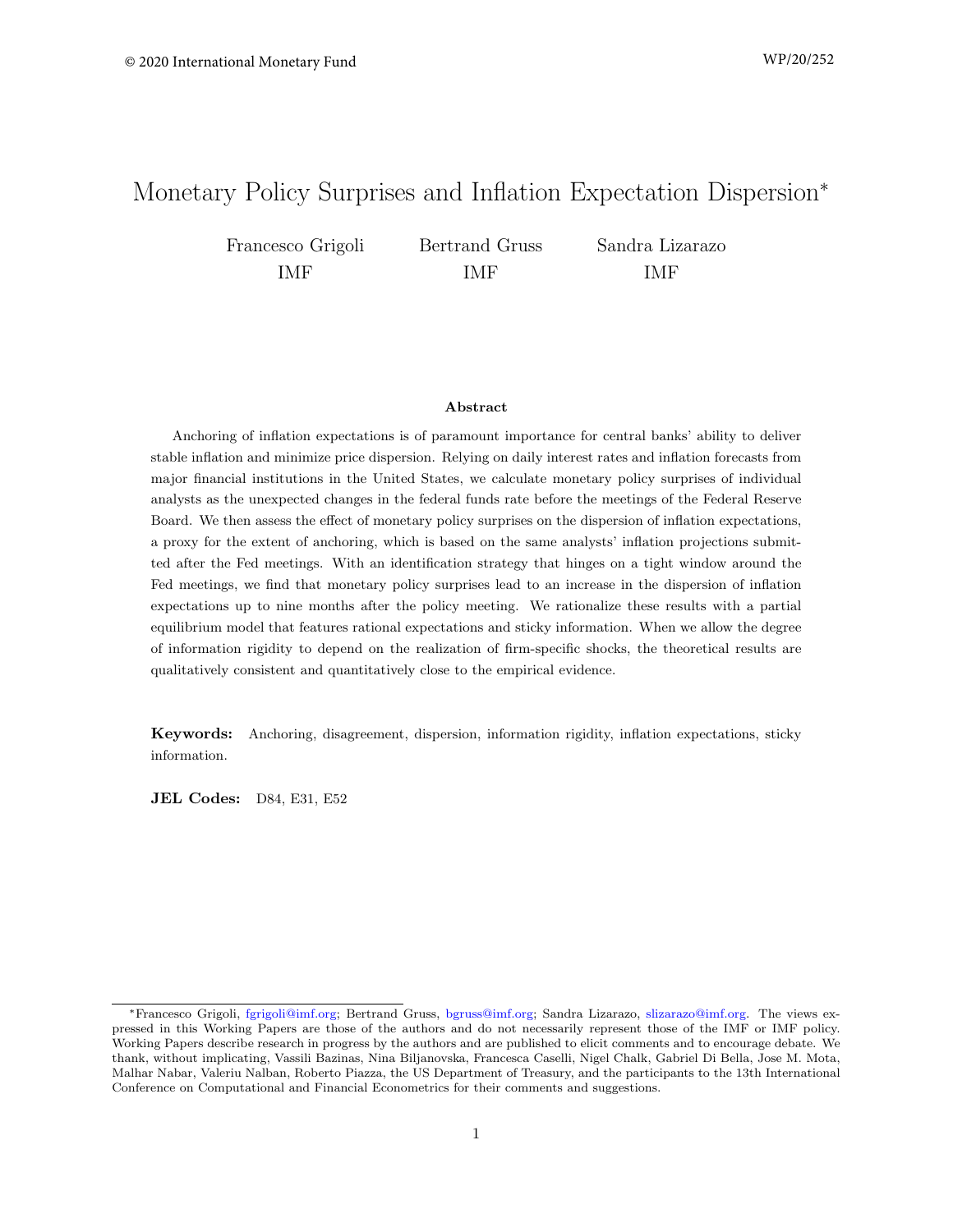# Monetary Policy Surprises and Inflation Expectation Dispersion*

Francesco Grigoli
IMF

Bertrand Gruss
IMF

Sandra Lizarazo
IMF

### Abstract

Anchoring of inflation expectations is of paramount importance for central banks' ability to deliver stable inflation and minimize price dispersion. Relying on daily interest rates and inflation forecasts from major financial institutions in the United States, we calculate monetary policy surprises of individual analysts as the unexpected changes in the federal funds rate before the meetings of the Federal Reserve Board. We then assess the effect of monetary policy surprises on the dispersion of inflation expectations, a proxy for the extent of anchoring, which is based on the same analysts' inflation projections submitted after the Fed meetings. With an identification strategy that hinges on a tight window around the Fed meetings, we find that monetary policy surprises lead to an increase in the dispersion of inflation expectations up to nine months after the policy meeting. We rationalize these results with a partial equilibrium model that features rational expectations and sticky information. When we allow the degree of information rigidity to depend on the realization of firm-specific shocks, the theoretical results are qualitatively consistent and quantitatively close to the empirical evidence.

**Keywords:** Anchoring, disagreement, dispersion, information rigidity, inflation expectations, sticky information.

**JEL Codes:** D84, E31, E52

---

*Francesco Grigoli, fgrigoli@imf.org; Bertrand Gruss, bgruss@imf.org; Sandra Lizarazo, slizarazo@imf.org. The views expressed in this Working Papers are those of the authors and do not necessarily represent those of the IMF or IMF policy. Working Papers describe research in progress by the authors and are published to elicit comments and to encourage debate. We thank, without implicating, Vassili Bazinas, Nina Biljanovska, Francesca Caselli, Nigel Chalk, Gabriel Di Bella, Jose M. Mota, Malhar Nabar, Valeriu Nalban, Roberto Piazza, the US Department of Treasury, and the participants to the 13th International Conference on Computational and Financial Econometrics for their comments and suggestions.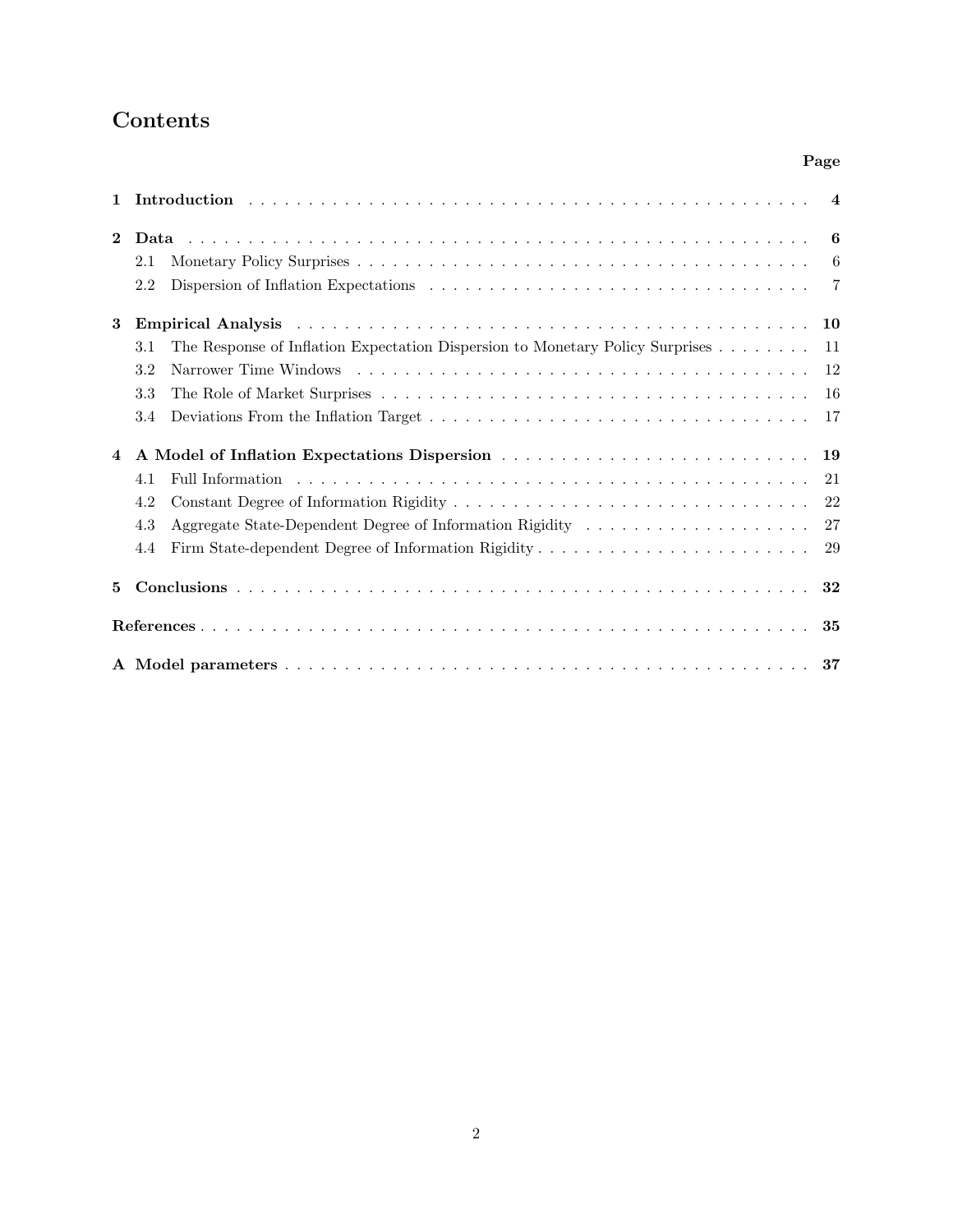# Contents

| | Page |
|---|---|
| **1 Introduction** | **4** |
| **2 Data** | **6** |
| 2.1 Monetary Policy Surprises | 6 |
| 2.2 Dispersion of Inflation Expectations | 7 |
| **3 Empirical Analysis** | **10** |
| 3.1 The Response of Inflation Expectation Dispersion to Monetary Policy Surprises | 11 |
| 3.2 Narrower Time Windows | 12 |
| 3.3 The Role of Market Surprises | 16 |
| 3.4 Deviations From the Inflation Target | 17 |
| **4 A Model of Inflation Expectations Dispersion** | **19** |
| 4.1 Full Information | 21 |
| 4.2 Constant Degree of Information Rigidity | 22 |
| 4.3 Aggregate State-Dependent Degree of Information Rigidity | 27 |
| 4.4 Firm State-dependent Degree of Information Rigidity | 29 |
| **5 Conclusions** | **32** |
| **References** | **35** |
| **A Model parameters** | **37** |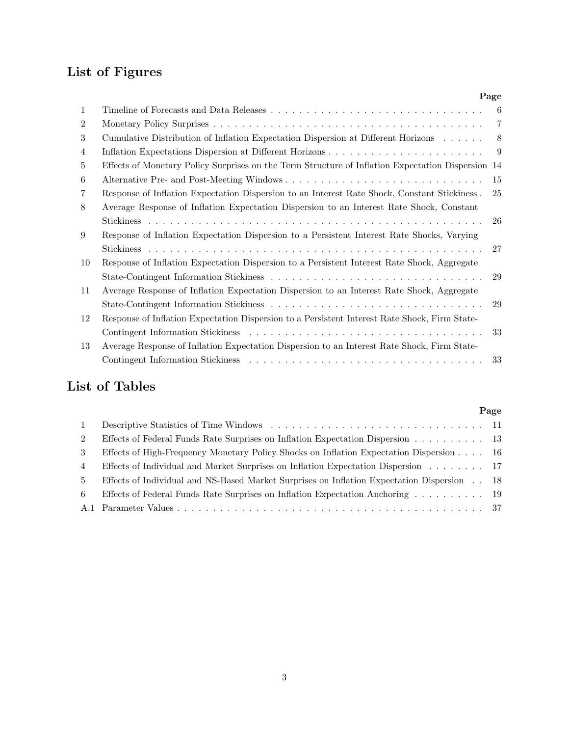## List of Figures

| | | Page |
|---|---|---|
| 1 | Timeline of Forecasts and Data Releases | 6 |
| 2 | Monetary Policy Surprises | 7 |
| 3 | Cumulative Distribution of Inflation Expectation Dispersion at Different Horizons | 8 |
| 4 | Inflation Expectations Dispersion at Different Horizons | 9 |
| 5 | Effects of Monetary Policy Surprises on the Term Structure of Inflation Expectation Dispersion | 14 |
| 6 | Alternative Pre- and Post-Meeting Windows | 15 |
| 7 | Response of Inflation Expectation Dispersion to an Interest Rate Shock, Constant Stickiness | 25 |
| 8 | Average Response of Inflation Expectation Dispersion to an Interest Rate Shock, Constant Stickiness | 26 |
| 9 | Response of Inflation Expectation Dispersion to a Persistent Interest Rate Shocks, Varying Stickiness | 27 |
| 10 | Response of Inflation Expectation Dispersion to a Persistent Interest Rate Shock, Aggregate State-Contingent Information Stickiness | 29 |
| 11 | Average Response of Inflation Expectation Dispersion to an Interest Rate Shock, Aggregate State-Contingent Information Stickiness | 29 |
| 12 | Response of Inflation Expectation Dispersion to a Persistent Interest Rate Shock, Firm State-Contingent Information Stickiness | 33 |
| 13 | Average Response of Inflation Expectation Dispersion to an Interest Rate Shock, Firm State-Contingent Information Stickiness | 33 |

## List of Tables

| | | Page |
|---|---|---|
| 1 | Descriptive Statistics of Time Windows | 11 |
| 2 | Effects of Federal Funds Rate Surprises on Inflation Expectation Dispersion | 13 |
| 3 | Effects of High-Frequency Monetary Policy Shocks on Inflation Expectation Dispersion | 16 |
| 4 | Effects of Individual and Market Surprises on Inflation Expectation Dispersion | 17 |
| 5 | Effects of Individual and NS-Based Market Surprises on Inflation Expectation Dispersion | 18 |
| 6 | Effects of Federal Funds Rate Surprises on Inflation Expectation Anchoring | 19 |
| A.1 | Parameter Values | 37 |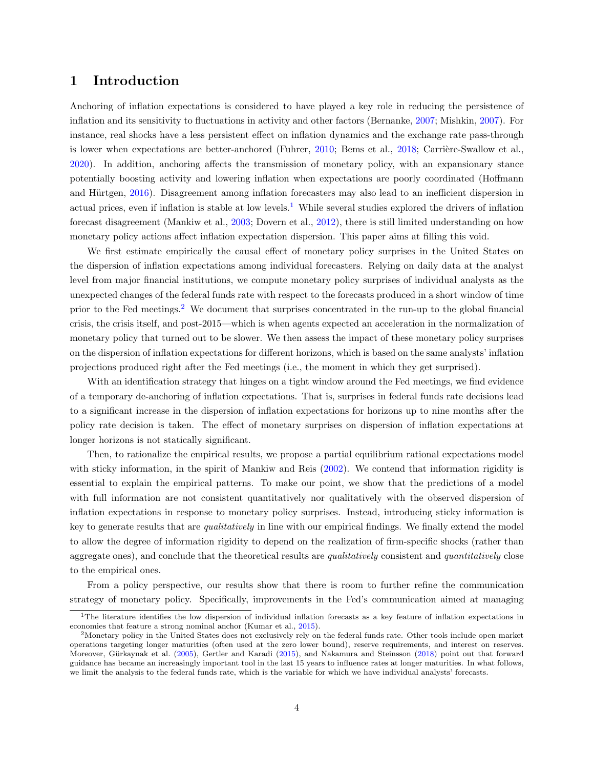# 1 Introduction

Anchoring of inflation expectations is considered to have played a key role in reducing the persistence of inflation and its sensitivity to fluctuations in activity and other factors (Bernanke, 2007; Mishkin, 2007). For instance, real shocks have a less persistent effect on inflation dynamics and the exchange rate pass-through is lower when expectations are better-anchored (Fuhrer, 2010; Bems et al., 2018; Carrière-Swallow et al., 2020). In addition, anchoring affects the transmission of monetary policy, with an expansionary stance potentially boosting activity and lowering inflation when expectations are poorly coordinated (Hoffmann and Hürtgen, 2016). Disagreement among inflation forecasters may also lead to an inefficient dispersion in actual prices, even if inflation is stable at low levels.[1] While several studies explored the drivers of inflation forecast disagreement (Mankiw et al., 2003; Dovern et al., 2012), there is still limited understanding on how monetary policy actions affect inflation expectation dispersion. This paper aims at filling this void.

We first estimate empirically the causal effect of monetary policy surprises in the United States on the dispersion of inflation expectations among individual forecasters. Relying on daily data at the analyst level from major financial institutions, we compute monetary policy surprises of individual analysts as the unexpected changes of the federal funds rate with respect to the forecasts produced in a short window of time prior to the Fed meetings.[2] We document that surprises concentrated in the run-up to the global financial crisis, the crisis itself, and post-2015—which is when agents expected an acceleration in the normalization of monetary policy that turned out to be slower. We then assess the impact of these monetary policy surprises on the dispersion of inflation expectations for different horizons, which is based on the same analysts' inflation projections produced right after the Fed meetings (i.e., the moment in which they get surprised).

With an identification strategy that hinges on a tight window around the Fed meetings, we find evidence of a temporary de-anchoring of inflation expectations. That is, surprises in federal funds rate decisions lead to a significant increase in the dispersion of inflation expectations for horizons up to nine months after the policy rate decision is taken. The effect of monetary surprises on dispersion of inflation expectations at longer horizons is not statically significant.

Then, to rationalize the empirical results, we propose a partial equilibrium rational expectations model with sticky information, in the spirit of Mankiw and Reis (2002). We contend that information rigidity is essential to explain the empirical patterns. To make our point, we show that the predictions of a model with full information are not consistent quantitatively nor qualitatively with the observed dispersion of inflation expectations in response to monetary policy surprises. Instead, introducing sticky information is key to generate results that are *qualitatively* in line with our empirical findings. We finally extend the model to allow the degree of information rigidity to depend on the realization of firm-specific shocks (rather than aggregate ones), and conclude that the theoretical results are *qualitatively* consistent and *quantitatively* close to the empirical ones.

From a policy perspective, our results show that there is room to further refine the communication strategy of monetary policy. Specifically, improvements in the Fed's communication aimed at managing

[1] The literature identifies the low dispersion of individual inflation forecasts as a key feature of inflation expectations in economies that feature a strong nominal anchor (Kumar et al., 2015).

[2] Monetary policy in the United States does not exclusively rely on the federal funds rate. Other tools include open market operations targeting longer maturities (often used at the zero lower bound), reserve requirements, and interest on reserves. Moreover, Gürkaynak et al. (2005), Gertler and Karadi (2015), and Nakamura and Steinsson (2018) point out that forward guidance has became an increasingly important tool in the last 15 years to influence rates at longer maturities. In what follows, we limit the analysis to the federal funds rate, which is the variable for which we have individual analysts' forecasts.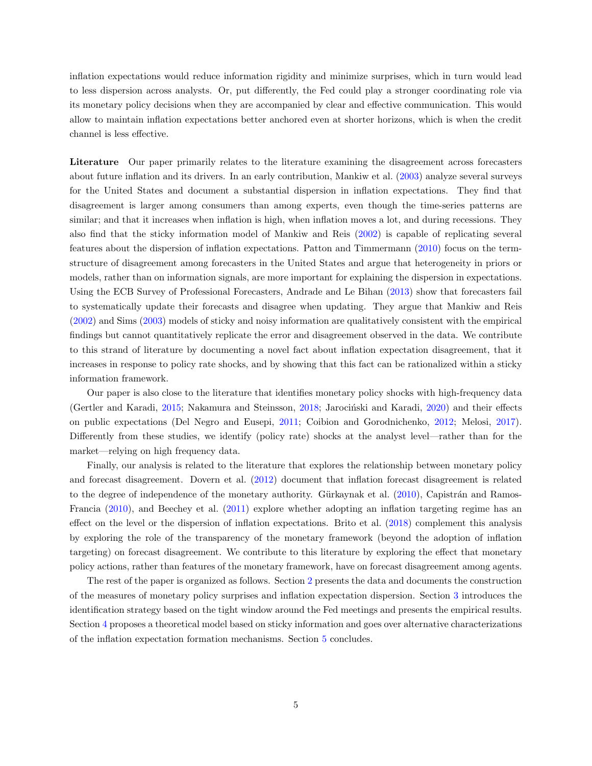inflation expectations would reduce information rigidity and minimize surprises, which in turn would lead to less dispersion across analysts. Or, put differently, the Fed could play a stronger coordinating role via its monetary policy decisions when they are accompanied by clear and effective communication. This would allow to maintain inflation expectations better anchored even at shorter horizons, which is when the credit channel is less effective.

**Literature** Our paper primarily relates to the literature examining the disagreement across forecasters about future inflation and its drivers. In an early contribution, Mankiw et al. (2003) analyze several surveys for the United States and document a substantial dispersion in inflation expectations. They find that disagreement is larger among consumers than among experts, even though the time-series patterns are similar; and that it increases when inflation is high, when inflation moves a lot, and during recessions. They also find that the sticky information model of Mankiw and Reis (2002) is capable of replicating several features about the dispersion of inflation expectations. Patton and Timmermann (2010) focus on the term-structure of disagreement among forecasters in the United States and argue that heterogeneity in priors or models, rather than on information signals, are more important for explaining the dispersion in expectations. Using the ECB Survey of Professional Forecasters, Andrade and Le Bihan (2013) show that forecasters fail to systematically update their forecasts and disagree when updating. They argue that Mankiw and Reis (2002) and Sims (2003) models of sticky and noisy information are qualitatively consistent with the empirical findings but cannot quantitatively replicate the error and disagreement observed in the data. We contribute to this strand of literature by documenting a novel fact about inflation expectation disagreement, that it increases in response to policy rate shocks, and by showing that this fact can be rationalized within a sticky information framework.

Our paper is also close to the literature that identifies monetary policy shocks with high-frequency data (Gertler and Karadi, 2015; Nakamura and Steinsson, 2018; Jarociński and Karadi, 2020) and their effects on public expectations (Del Negro and Eusepi, 2011; Coibion and Gorodnichenko, 2012; Melosi, 2017). Differently from these studies, we identify (policy rate) shocks at the analyst level—rather than for the market—relying on high frequency data.

Finally, our analysis is related to the literature that explores the relationship between monetary policy and forecast disagreement. Dovern et al. (2012) document that inflation forecast disagreement is related to the degree of independence of the monetary authority. Gürkaynak et al. (2010), Capistrán and Ramos-Francia (2010), and Beechey et al. (2011) explore whether adopting an inflation targeting regime has an effect on the level or the dispersion of inflation expectations. Brito et al. (2018) complement this analysis by exploring the role of the transparency of the monetary framework (beyond the adoption of inflation targeting) on forecast disagreement. We contribute to this literature by exploring the effect that monetary policy actions, rather than features of the monetary framework, have on forecast disagreement among agents.

The rest of the paper is organized as follows. Section 2 presents the data and documents the construction of the measures of monetary policy surprises and inflation expectation dispersion. Section 3 introduces the identification strategy based on the tight window around the Fed meetings and presents the empirical results. Section 4 proposes a theoretical model based on sticky information and goes over alternative characterizations of the inflation expectation formation mechanisms. Section 5 concludes.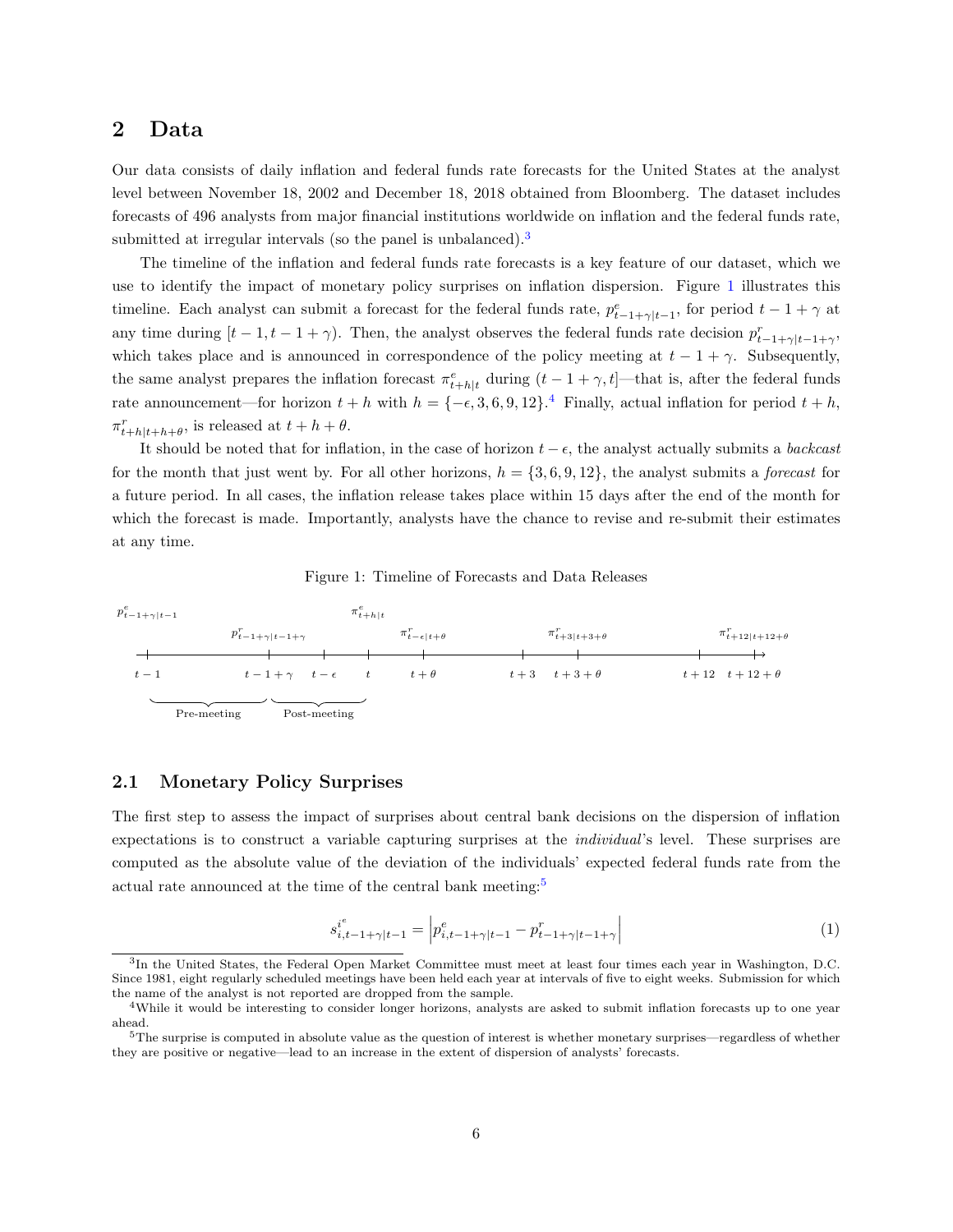## 2 Data

Our data consists of daily inflation and federal funds rate forecasts for the United States at the analyst level between November 18, 2002 and December 18, 2018 obtained from Bloomberg. The dataset includes forecasts of 496 analysts from major financial institutions worldwide on inflation and the federal funds rate, submitted at irregular intervals (so the panel is unbalanced).[3]

The timeline of the inflation and federal funds rate forecasts is a key feature of our dataset, which we use to identify the impact of monetary policy surprises on inflation dispersion. Figure 1 illustrates this timeline. Each analyst can submit a forecast for the federal funds rate, $p^e_{t-1+\gamma|t-1}$, for period $t-1+\gamma$ at any time during $[t-1, t-1+\gamma)$. Then, the analyst observes the federal funds rate decision $p^r_{t-1+\gamma|t-1+\gamma}$, which takes place and is announced in correspondence of the policy meeting at $t-1+\gamma$. Subsequently, the same analyst prepares the inflation forecast $\pi^e_{t+h|t}$ during $(t-1+\gamma, t]$—that is, after the federal funds rate announcement—for horizon $t+h$ with $h = \{-\epsilon, 3, 6, 9, 12\}$.[4] Finally, actual inflation for period $t+h$, $\pi^r_{t+h|t+h+\theta}$, is released at $t+h+\theta$.

It should be noted that for inflation, in the case of horizon $t-\epsilon$, the analyst actually submits a *backcast* for the month that just went by. For all other horizons, $h = \{3, 6, 9, 12\}$, the analyst submits a *forecast* for a future period. In all cases, the inflation release takes place within 15 days after the end of the month for which the forecast is made. Importantly, analysts have the chance to revise and re-submit their estimates at any time.

Figure 1: Timeline of Forecasts and Data Releases

$p^e_{t-1+\gamma|t-1}$ $\quad p^r_{t-1+\gamma|t-1+\gamma}$ $\quad \pi^e_{t+h|t}$ $\quad \pi^r_{t-\epsilon|t+\theta}$ $\quad \pi^r_{t+3|t+3+\theta}$ $\quad \pi^r_{t+12|t+12+\theta}$

$t-1$ $\quad t-1+\gamma$ $\quad t-\epsilon$ $\quad t$ $\quad t+\theta$ $\quad t+3$ $\quad t+3+\theta$ $\quad t+12$ $\quad t+12+\theta$

Pre-meeting $\quad$ Post-meeting

### 2.1 Monetary Policy Surprises

The first step to assess the impact of surprises about central bank decisions on the dispersion of inflation expectations is to construct a variable capturing surprises at the *individual*'s level. These surprises are computed as the absolute value of the deviation of the individuals' expected federal funds rate from the actual rate announced at the time of the central bank meeting:[5]

$$s^{i^e}_{i,t-1+\gamma|t-1} = \left| p^e_{i,t-1+\gamma|t-1} - p^r_{t-1+\gamma|t-1+\gamma} \right| \tag{1}$$

[3] In the United States, the Federal Open Market Committee must meet at least four times each year in Washington, D.C. Since 1981, eight regularly scheduled meetings have been held each year at intervals of five to eight weeks. Submission for which the name of the analyst is not reported are dropped from the sample.

[4] While it would be interesting to consider longer horizons, analysts are asked to submit inflation forecasts up to one year ahead.

[5] The surprise is computed in absolute value as the question of interest is whether monetary surprises—regardless of whether they are positive or negative—lead to an increase in the extent of dispersion of analysts' forecasts.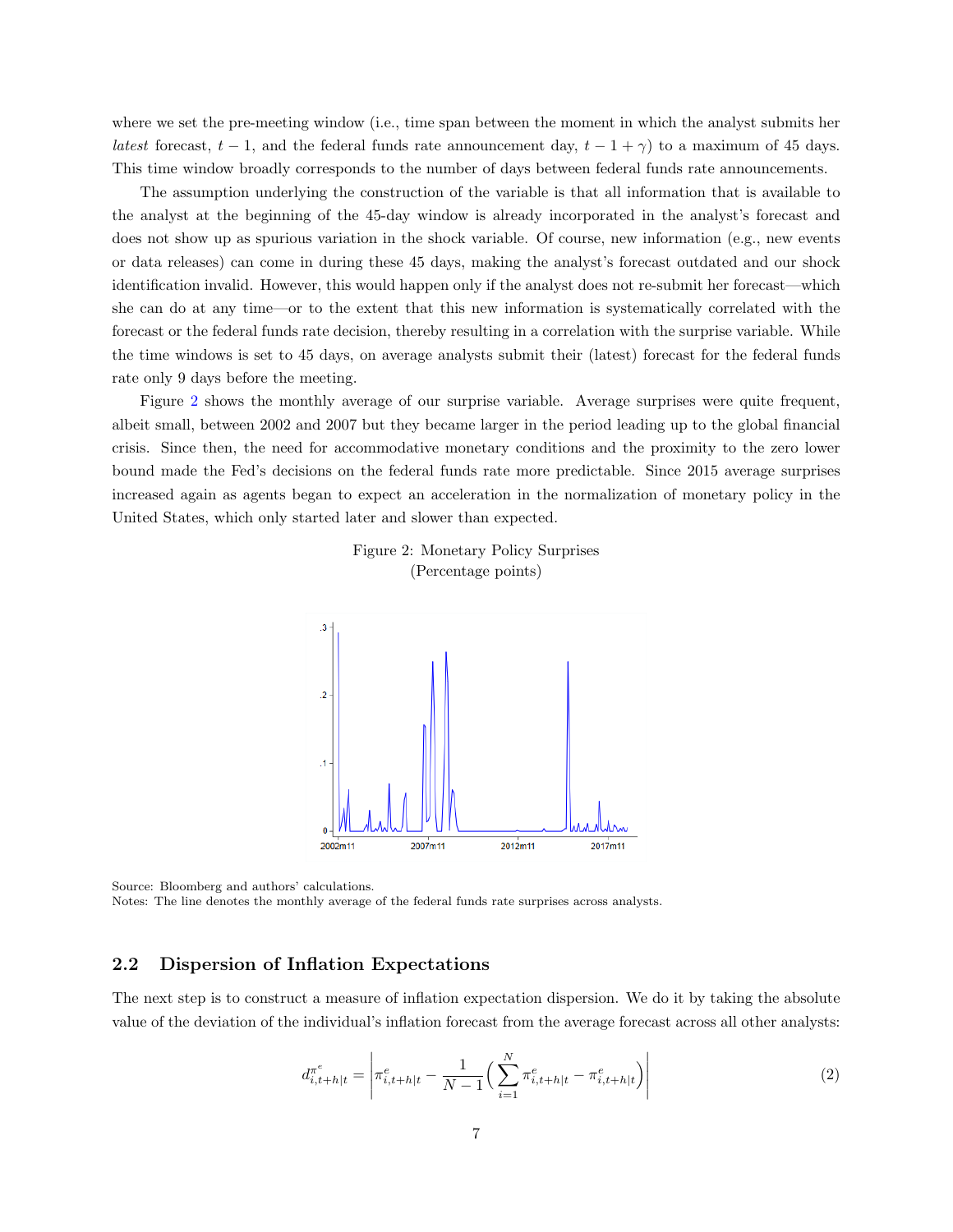where we set the pre-meeting window (i.e., time span between the moment in which the analyst submits her *latest* forecast, $t-1$, and the federal funds rate announcement day, $t-1+\gamma$) to a maximum of 45 days. This time window broadly corresponds to the number of days between federal funds rate announcements.

The assumption underlying the construction of the variable is that all information that is available to the analyst at the beginning of the 45-day window is already incorporated in the analyst's forecast and does not show up as spurious variation in the shock variable. Of course, new information (e.g., new events or data releases) can come in during these 45 days, making the analyst's forecast outdated and our shock identification invalid. However, this would happen only if the analyst does not re-submit her forecast—which she can do at any time—or to the extent that this new information is systematically correlated with the forecast or the federal funds rate decision, thereby resulting in a correlation with the surprise variable. While the time windows is set to 45 days, on average analysts submit their (latest) forecast for the federal funds rate only 9 days before the meeting.

Figure 2 shows the monthly average of our surprise variable. Average surprises were quite frequent, albeit small, between 2002 and 2007 but they became larger in the period leading up to the global financial crisis. Since then, the need for accommodative monetary conditions and the proximity to the zero lower bound made the Fed's decisions on the federal funds rate more predictable. Since 2015 average surprises increased again as agents began to expect an acceleration in the normalization of monetary policy in the United States, which only started later and slower than expected.

Figure 2: Monetary Policy Surprises
(Percentage points)

Source: Bloomberg and authors' calculations.
Notes: The line denotes the monthly average of the federal funds rate surprises across analysts.

## 2.2 Dispersion of Inflation Expectations

The next step is to construct a measure of inflation expectation dispersion. We do it by taking the absolute value of the deviation of the individual's inflation forecast from the average forecast across all other analysts:

$$d^{\pi^e}_{i,t+h|t} = \left| \pi^e_{i,t+h|t} - \frac{1}{N-1}\Big(\sum_{i=1}^{N} \pi^e_{i,t+h|t} - \pi^e_{i,t+h|t}\Big) \right| \tag{2}$$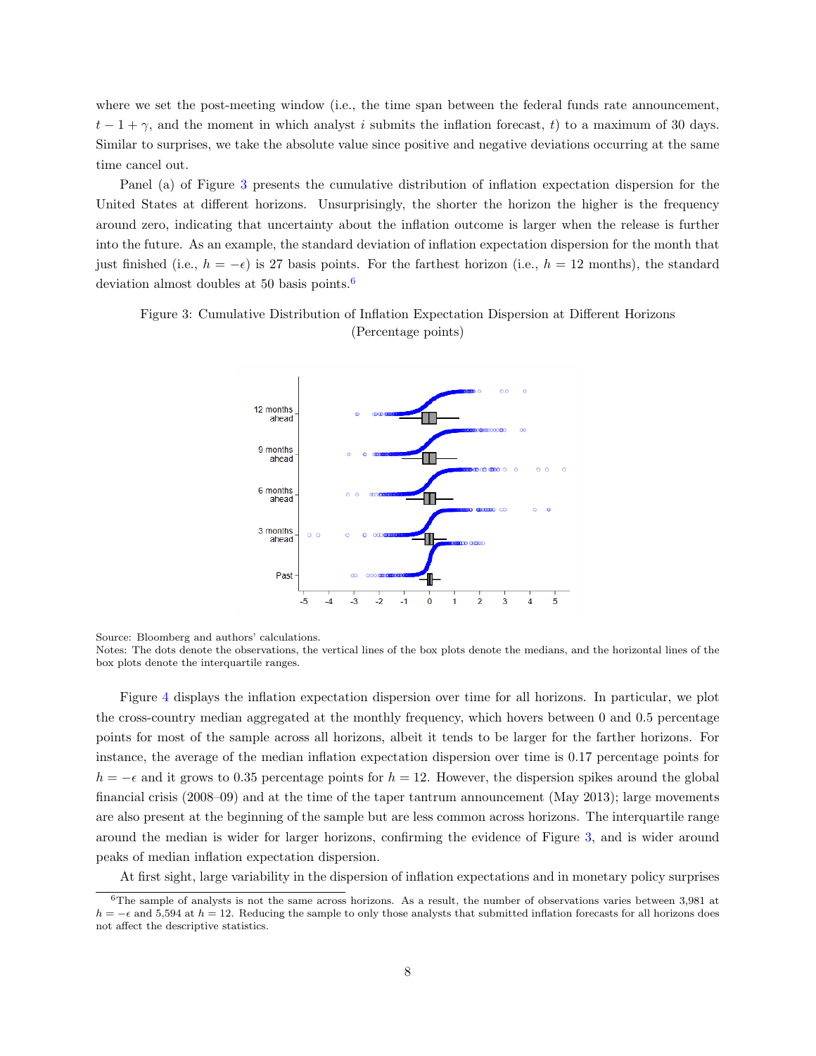where we set the post-meeting window (i.e., the time span between the federal funds rate announcement, $t-1+\gamma$, and the moment in which analyst $i$ submits the inflation forecast, $t$) to a maximum of 30 days. Similar to surprises, we take the absolute value since positive and negative deviations occurring at the same time cancel out.

Panel (a) of Figure 3 presents the cumulative distribution of inflation expectation dispersion for the United States at different horizons. Unsurprisingly, the shorter the horizon the higher is the frequency around zero, indicating that uncertainty about the inflation outcome is larger when the release is further into the future. As an example, the standard deviation of inflation expectation dispersion for the month that just finished (i.e., $h = -\epsilon$) is 27 basis points. For the farthest horizon (i.e., $h = 12$ months), the standard deviation almost doubles at 50 basis points.[6]

Figure 3: Cumulative Distribution of Inflation Expectation Dispersion at Different Horizons (Percentage points)

Source: Bloomberg and authors' calculations.
Notes: The dots denote the observations, the vertical lines of the box plots denote the medians, and the horizontal lines of the box plots denote the interquartile ranges.

Figure 4 displays the inflation expectation dispersion over time for all horizons. In particular, we plot the cross-country median aggregated at the monthly frequency, which hovers between 0 and 0.5 percentage points for most of the sample across all horizons, albeit it tends to be larger for the farther horizons. For instance, the average of the median inflation expectation dispersion over time is 0.17 percentage points for $h = -\epsilon$ and it grows to 0.35 percentage points for $h = 12$. However, the dispersion spikes around the global financial crisis (2008–09) and at the time of the taper tantrum announcement (May 2013); large movements are also present at the beginning of the sample but are less common across horizons. The interquartile range around the median is wider for larger horizons, confirming the evidence of Figure 3, and is wider around peaks of median inflation expectation dispersion.

At first sight, large variability in the dispersion of inflation expectations and in monetary policy surprises

[6] The sample of analysts is not the same across horizons. As a result, the number of observations varies between 3,981 at $h = -\epsilon$ and 5,594 at $h = 12$. Reducing the sample to only those analysts that submitted inflation forecasts for all horizons does not affect the descriptive statistics.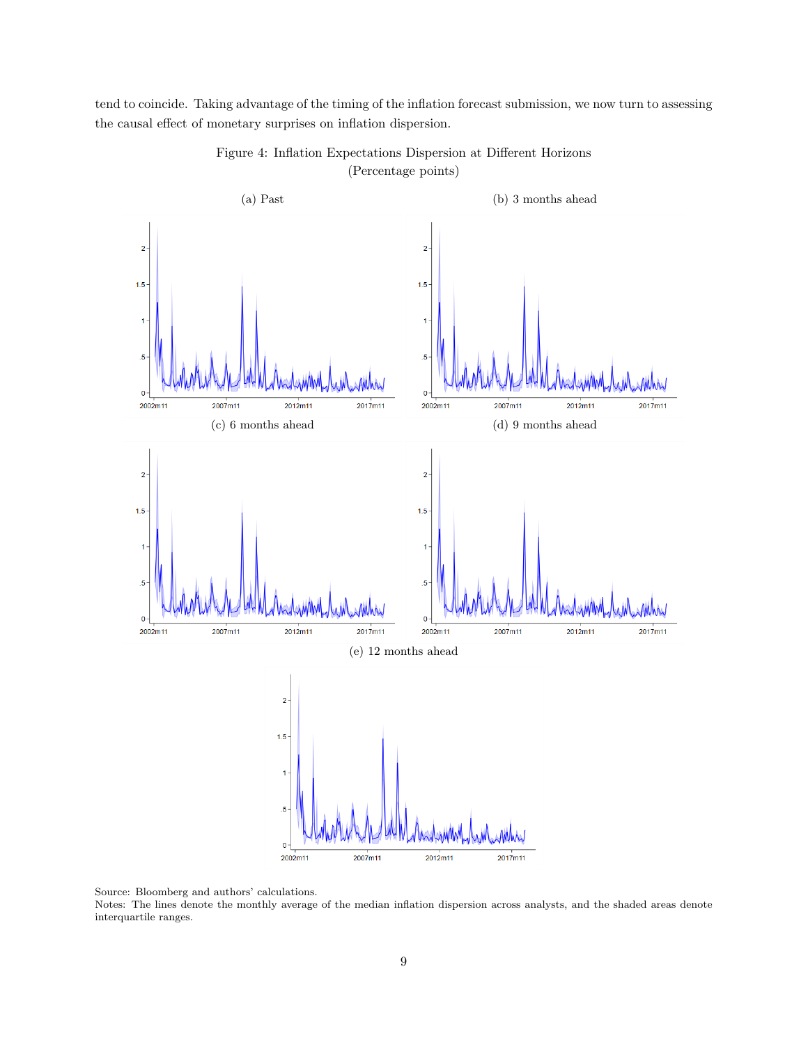tend to coincide. Taking advantage of the timing of the inflation forecast submission, we now turn to assessing the causal effect of monetary surprises on inflation dispersion.

Figure 4: Inflation Expectations Dispersion at Different Horizons
(Percentage points)

(a) Past

(b) 3 months ahead

(c) 6 months ahead

(d) 9 months ahead

(e) 12 months ahead

Source: Bloomberg and authors' calculations.
Notes: The lines denote the monthly average of the median inflation dispersion across analysts, and the shaded areas denote interquartile ranges.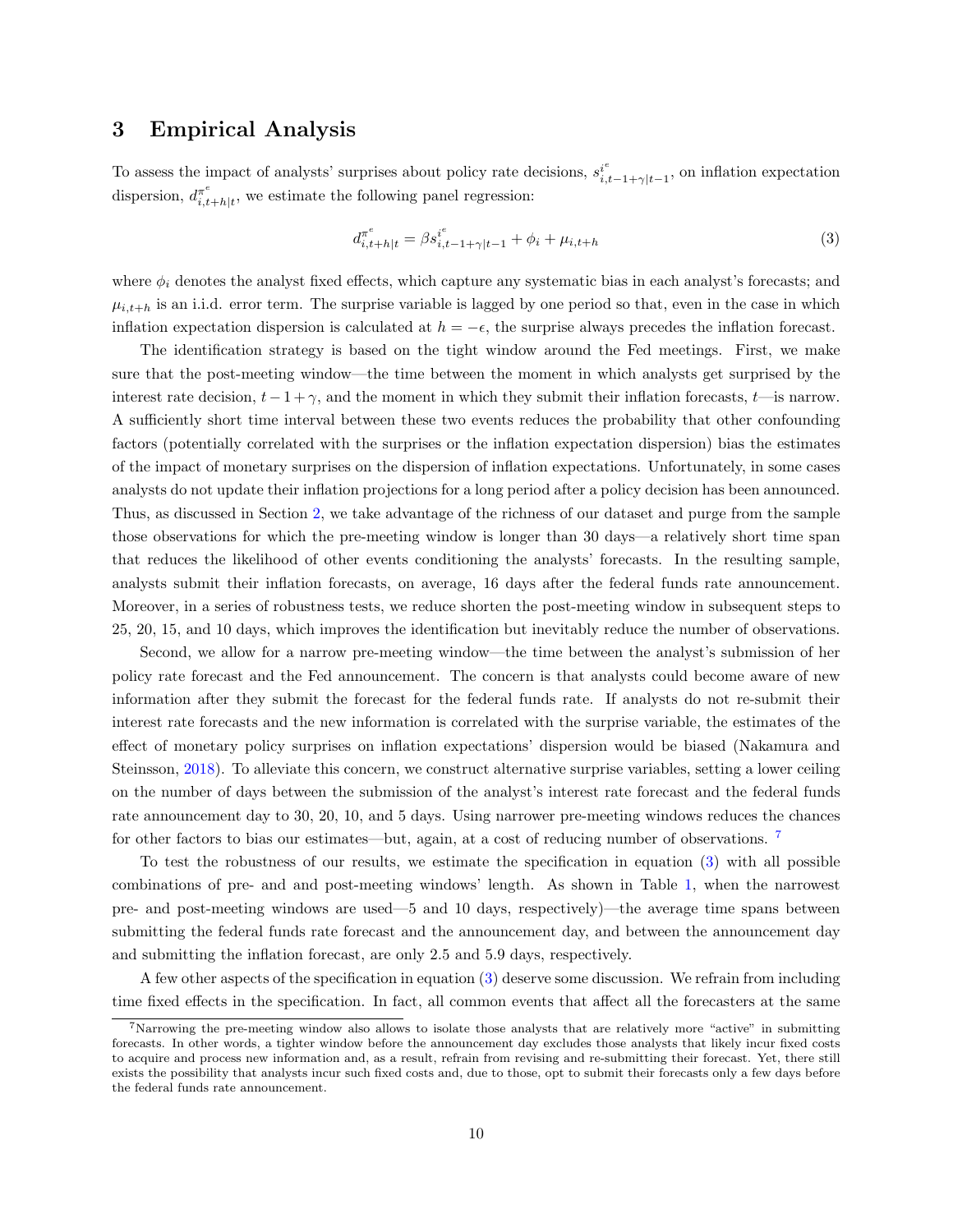# 3 Empirical Analysis

To assess the impact of analysts' surprises about policy rate decisions, $s^{i^e}_{i,t-1+\gamma|t-1}$, on inflation expectation dispersion, $d^{\pi^e}_{i,t+h|t}$, we estimate the following panel regression:

$$d^{\pi^e}_{i,t+h|t} = \beta s^{i^e}_{i,t-1+\gamma|t-1} + \phi_i + \mu_{i,t+h} \tag{3}$$

where $\phi_i$ denotes the analyst fixed effects, which capture any systematic bias in each analyst's forecasts; and $\mu_{i,t+h}$ is an i.i.d. error term. The surprise variable is lagged by one period so that, even in the case in which inflation expectation dispersion is calculated at $h = -\epsilon$, the surprise always precedes the inflation forecast.

The identification strategy is based on the tight window around the Fed meetings. First, we make sure that the post-meeting window—the time between the moment in which analysts get surprised by the interest rate decision, $t - 1 + \gamma$, and the moment in which they submit their inflation forecasts, $t$—is narrow. A sufficiently short time interval between these two events reduces the probability that other confounding factors (potentially correlated with the surprises or the inflation expectation dispersion) bias the estimates of the impact of monetary surprises on the dispersion of inflation expectations. Unfortunately, in some cases analysts do not update their inflation projections for a long period after a policy decision has been announced. Thus, as discussed in Section 2, we take advantage of the richness of our dataset and purge from the sample those observations for which the pre-meeting window is longer than 30 days—a relatively short time span that reduces the likelihood of other events conditioning the analysts' forecasts. In the resulting sample, analysts submit their inflation forecasts, on average, 16 days after the federal funds rate announcement. Moreover, in a series of robustness tests, we reduce shorten the post-meeting window in subsequent steps to 25, 20, 15, and 10 days, which improves the identification but inevitably reduce the number of observations.

Second, we allow for a narrow pre-meeting window—the time between the analyst's submission of her policy rate forecast and the Fed announcement. The concern is that analysts could become aware of new information after they submit the forecast for the federal funds rate. If analysts do not re-submit their interest rate forecasts and the new information is correlated with the surprise variable, the estimates of the effect of monetary policy surprises on inflation expectations' dispersion would be biased (Nakamura and Steinsson, 2018). To alleviate this concern, we construct alternative surprise variables, setting a lower ceiling on the number of days between the submission of the analyst's interest rate forecast and the federal funds rate announcement day to 30, 20, 10, and 5 days. Using narrower pre-meeting windows reduces the chances for other factors to bias our estimates—but, again, at a cost of reducing number of observations. [7]

To test the robustness of our results, we estimate the specification in equation (3) with all possible combinations of pre- and and post-meeting windows' length. As shown in Table 1, when the narrowest pre- and post-meeting windows are used—5 and 10 days, respectively)—the average time spans between submitting the federal funds rate forecast and the announcement day, and between the announcement day and submitting the inflation forecast, are only 2.5 and 5.9 days, respectively.

A few other aspects of the specification in equation (3) deserve some discussion. We refrain from including time fixed effects in the specification. In fact, all common events that affect all the forecasters at the same

[7] Narrowing the pre-meeting window also allows to isolate those analysts that are relatively more "active" in submitting forecasts. In other words, a tighter window before the announcement day excludes those analysts that likely incur fixed costs to acquire and process new information and, as a result, refrain from revising and re-submitting their forecast. Yet, there still exists the possibility that analysts incur such fixed costs and, due to those, opt to submit their forecasts only a few days before the federal funds rate announcement.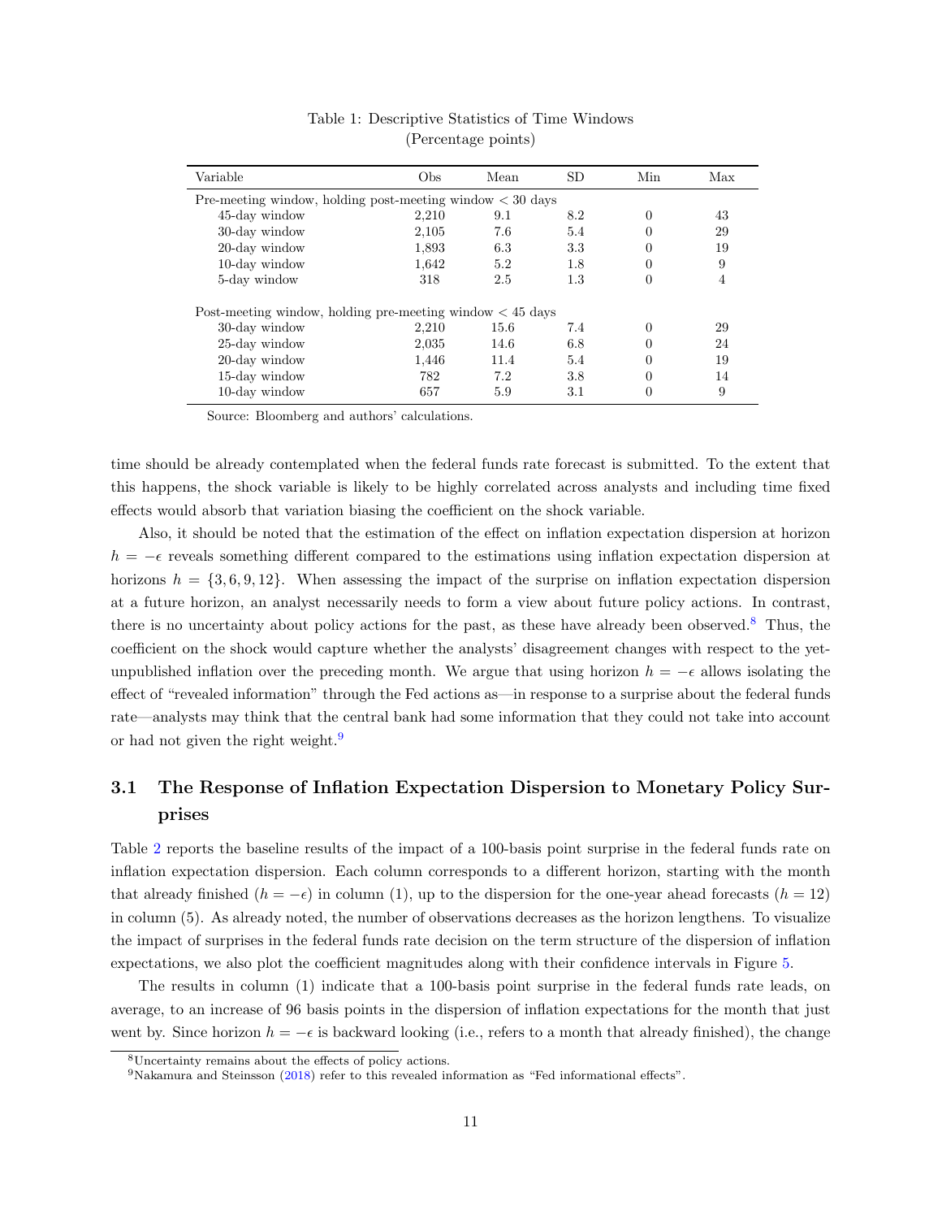Table 1: Descriptive Statistics of Time Windows
(Percentage points)

| Variable | Obs | Mean | SD | Min | Max |
|---|---|---|---|---|---|
| Pre-meeting window, holding post-meeting window < 30 days | | | | | |
| 45-day window | 2,210 | 9.1 | 8.2 | 0 | 43 |
| 30-day window | 2,105 | 7.6 | 5.4 | 0 | 29 |
| 20-day window | 1,893 | 6.3 | 3.3 | 0 | 19 |
| 10-day window | 1,642 | 5.2 | 1.8 | 0 | 9 |
| 5-day window | 318 | 2.5 | 1.3 | 0 | 4 |
| Post-meeting window, holding pre-meeting window < 45 days | | | | | |
| 30-day window | 2,210 | 15.6 | 7.4 | 0 | 29 |
| 25-day window | 2,035 | 14.6 | 6.8 | 0 | 24 |
| 20-day window | 1,446 | 11.4 | 5.4 | 0 | 19 |
| 15-day window | 782 | 7.2 | 3.8 | 0 | 14 |
| 10-day window | 657 | 5.9 | 3.1 | 0 | 9 |

Source: Bloomberg and authors' calculations.

time should be already contemplated when the federal funds rate forecast is submitted. To the extent that this happens, the shock variable is likely to be highly correlated across analysts and including time fixed effects would absorb that variation biasing the coefficient on the shock variable.

Also, it should be noted that the estimation of the effect on inflation expectation dispersion at horizon $h = -\epsilon$ reveals something different compared to the estimations using inflation expectation dispersion at horizons $h = \{3, 6, 9, 12\}$. When assessing the impact of the surprise on inflation expectation dispersion at a future horizon, an analyst necessarily needs to form a view about future policy actions. In contrast, there is no uncertainty about policy actions for the past, as these have already been observed.[8] Thus, the coefficient on the shock would capture whether the analysts' disagreement changes with respect to the yet-unpublished inflation over the preceding month. We argue that using horizon $h = -\epsilon$ allows isolating the effect of "revealed information" through the Fed actions as—in response to a surprise about the federal funds rate—analysts may think that the central bank had some information that they could not take into account or had not given the right weight.[9]

## 3.1 The Response of Inflation Expectation Dispersion to Monetary Policy Surprises

Table 2 reports the baseline results of the impact of a 100-basis point surprise in the federal funds rate on inflation expectation dispersion. Each column corresponds to a different horizon, starting with the month that already finished ($h = -\epsilon$) in column (1), up to the dispersion for the one-year ahead forecasts ($h = 12$) in column (5). As already noted, the number of observations decreases as the horizon lengthens. To visualize the impact of surprises in the federal funds rate decision on the term structure of the dispersion of inflation expectations, we also plot the coefficient magnitudes along with their confidence intervals in Figure 5.

The results in column (1) indicate that a 100-basis point surprise in the federal funds rate leads, on average, to an increase of 96 basis points in the dispersion of inflation expectations for the month that just went by. Since horizon $h = -\epsilon$ is backward looking (i.e., refers to a month that already finished), the change

[8] Uncertainty remains about the effects of policy actions.

[9] Nakamura and Steinsson (2018) refer to this revealed information as "Fed informational effects".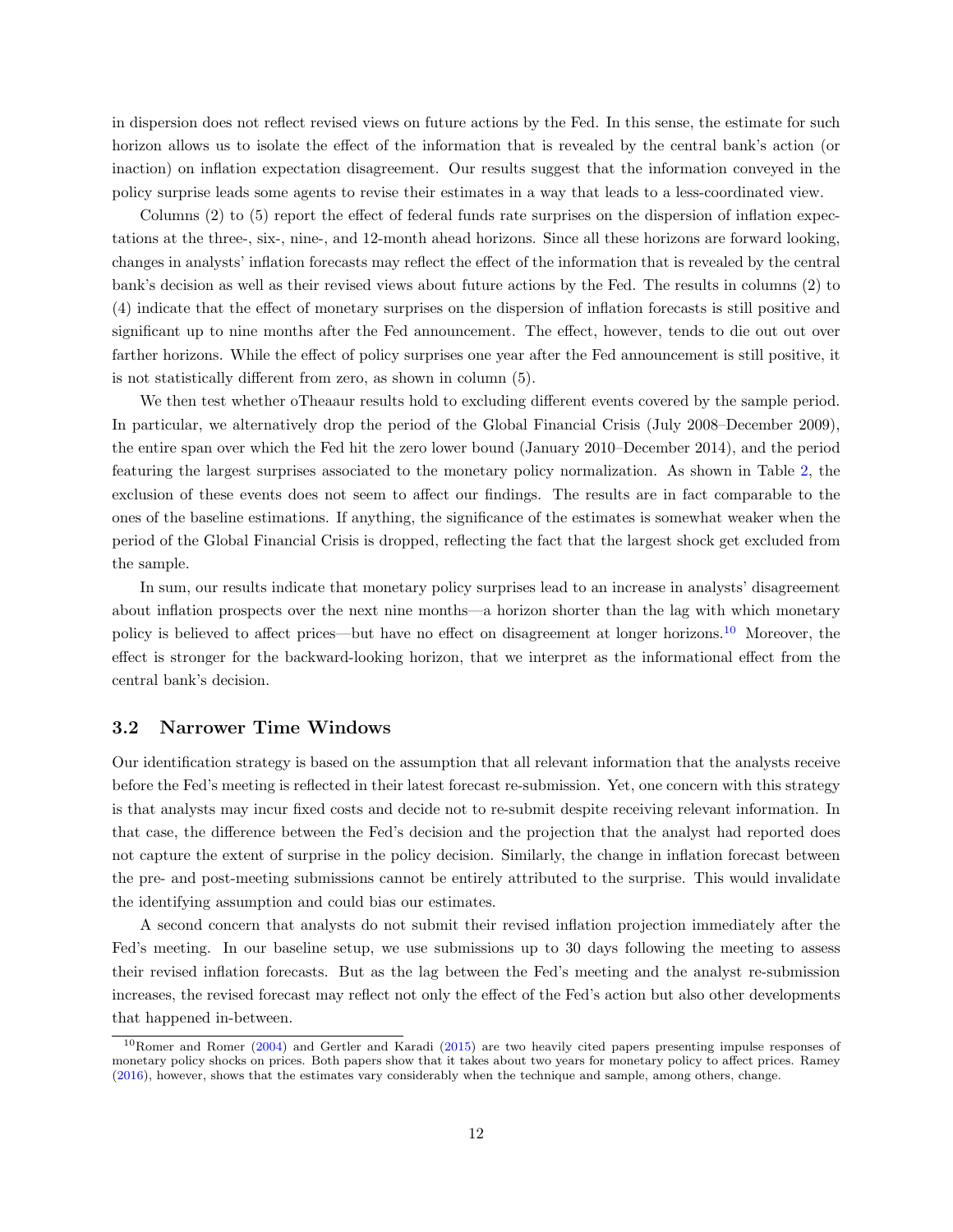in dispersion does not reflect revised views on future actions by the Fed. In this sense, the estimate for such horizon allows us to isolate the effect of the information that is revealed by the central bank's action (or inaction) on inflation expectation disagreement. Our results suggest that the information conveyed in the policy surprise leads some agents to revise their estimates in a way that leads to a less-coordinated view.

Columns (2) to (5) report the effect of federal funds rate surprises on the dispersion of inflation expectations at the three-, six-, nine-, and 12-month ahead horizons. Since all these horizons are forward looking, changes in analysts' inflation forecasts may reflect the effect of the information that is revealed by the central bank's decision as well as their revised views about future actions by the Fed. The results in columns (2) to (4) indicate that the effect of monetary surprises on the dispersion of inflation forecasts is still positive and significant up to nine months after the Fed announcement. The effect, however, tends to die out out over farther horizons. While the effect of policy surprises one year after the Fed announcement is still positive, it is not statistically different from zero, as shown in column (5).

We then test whether oTheaaur results hold to excluding different events covered by the sample period. In particular, we alternatively drop the period of the Global Financial Crisis (July 2008–December 2009), the entire span over which the Fed hit the zero lower bound (January 2010–December 2014), and the period featuring the largest surprises associated to the monetary policy normalization. As shown in Table 2, the exclusion of these events does not seem to affect our findings. The results are in fact comparable to the ones of the baseline estimations. If anything, the significance of the estimates is somewhat weaker when the period of the Global Financial Crisis is dropped, reflecting the fact that the largest shock get excluded from the sample.

In sum, our results indicate that monetary policy surprises lead to an increase in analysts' disagreement about inflation prospects over the next nine months—a horizon shorter than the lag with which monetary policy is believed to affect prices—but have no effect on disagreement at longer horizons.[10] Moreover, the effect is stronger for the backward-looking horizon, that we interpret as the informational effect from the central bank's decision.

## 3.2 Narrower Time Windows

Our identification strategy is based on the assumption that all relevant information that the analysts receive before the Fed's meeting is reflected in their latest forecast re-submission. Yet, one concern with this strategy is that analysts may incur fixed costs and decide not to re-submit despite receiving relevant information. In that case, the difference between the Fed's decision and the projection that the analyst had reported does not capture the extent of surprise in the policy decision. Similarly, the change in inflation forecast between the pre- and post-meeting submissions cannot be entirely attributed to the surprise. This would invalidate the identifying assumption and could bias our estimates.

A second concern that analysts do not submit their revised inflation projection immediately after the Fed's meeting. In our baseline setup, we use submissions up to 30 days following the meeting to assess their revised inflation forecasts. But as the lag between the Fed's meeting and the analyst re-submission increases, the revised forecast may reflect not only the effect of the Fed's action but also other developments that happened in-between.

[10] Romer and Romer (2004) and Gertler and Karadi (2015) are two heavily cited papers presenting impulse responses of monetary policy shocks on prices. Both papers show that it takes about two years for monetary policy to affect prices. Ramey (2016), however, shows that the estimates vary considerably when the technique and sample, among others, change.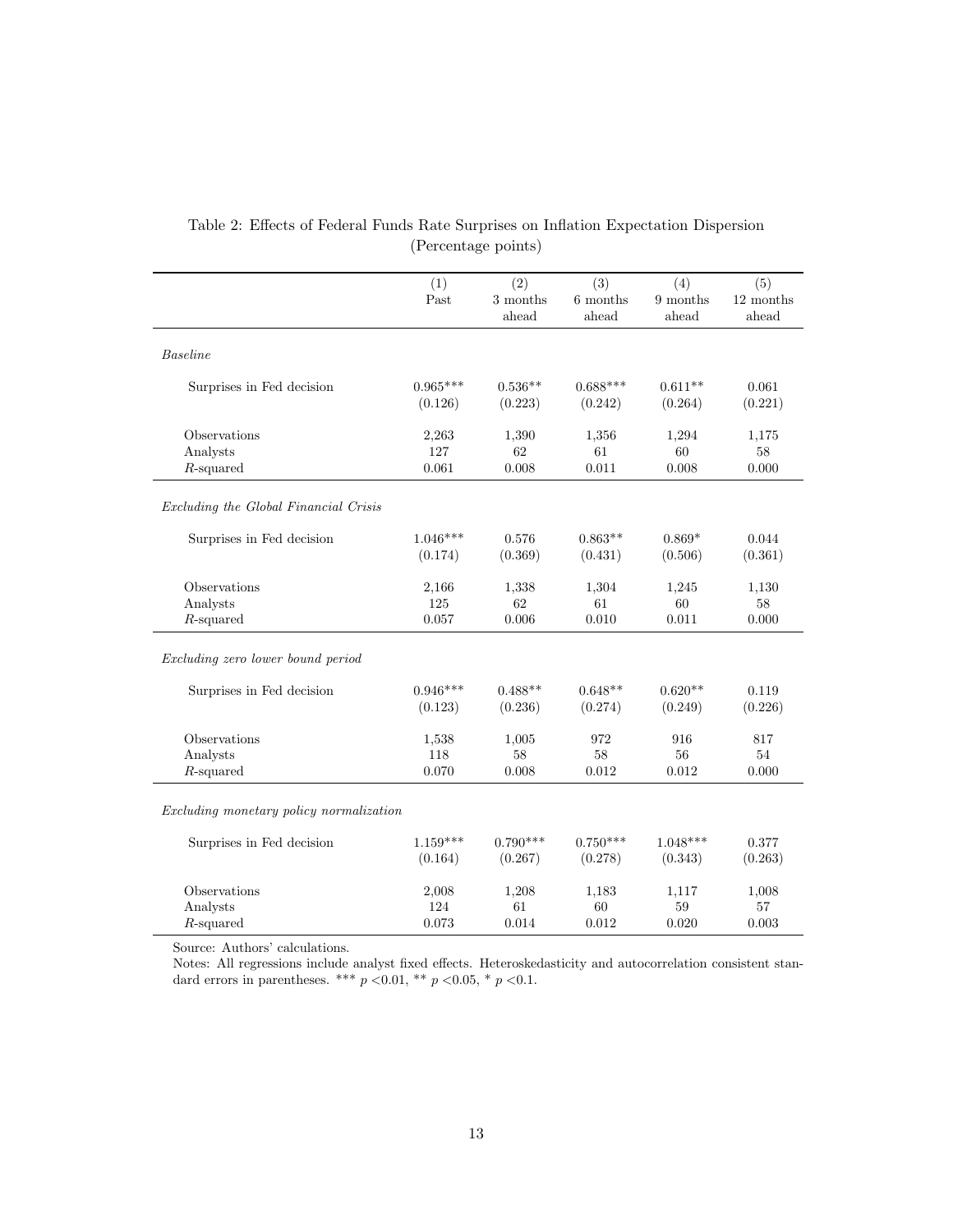Table 2: Effects of Federal Funds Rate Surprises on Inflation Expectation Dispersion (Percentage points)

| | (1) Past | (2) 3 months ahead | (3) 6 months ahead | (4) 9 months ahead | (5) 12 months ahead |
|---|---|---|---|---|---|
| *Baseline* | | | | | |
| Surprises in Fed decision | 0.965*** | 0.536** | 0.688*** | 0.611** | 0.061 |
| | (0.126) | (0.223) | (0.242) | (0.264) | (0.221) |
| Observations | 2,263 | 1,390 | 1,356 | 1,294 | 1,175 |
| Analysts | 127 | 62 | 61 | 60 | 58 |
| $R$-squared | 0.061 | 0.008 | 0.011 | 0.008 | 0.000 |
| *Excluding the Global Financial Crisis* | | | | | |
| Surprises in Fed decision | 1.046*** | 0.576 | 0.863** | 0.869* | 0.044 |
| | (0.174) | (0.369) | (0.431) | (0.506) | (0.361) |
| Observations | 2,166 | 1,338 | 1,304 | 1,245 | 1,130 |
| Analysts | 125 | 62 | 61 | 60 | 58 |
| $R$-squared | 0.057 | 0.006 | 0.010 | 0.011 | 0.000 |
| *Excluding zero lower bound period* | | | | | |
| Surprises in Fed decision | 0.946*** | 0.488** | 0.648** | 0.620** | 0.119 |
| | (0.123) | (0.236) | (0.274) | (0.249) | (0.226) |
| Observations | 1,538 | 1,005 | 972 | 916 | 817 |
| Analysts | 118 | 58 | 58 | 56 | 54 |
| $R$-squared | 0.070 | 0.008 | 0.012 | 0.012 | 0.000 |
| *Excluding monetary policy normalization* | | | | | |
| Surprises in Fed decision | 1.159*** | 0.790*** | 0.750*** | 1.048*** | 0.377 |
| | (0.164) | (0.267) | (0.278) | (0.343) | (0.263) |
| Observations | 2,008 | 1,208 | 1,183 | 1,117 | 1,008 |
| Analysts | 124 | 61 | 60 | 59 | 57 |
| $R$-squared | 0.073 | 0.014 | 0.012 | 0.020 | 0.003 |

Source: Authors' calculations.

Notes: All regressions include analyst fixed effects. Heteroskedasticity and autocorrelation consistent standard errors in parentheses. *** $p < 0.01$, ** $p < 0.05$, * $p < 0.1$.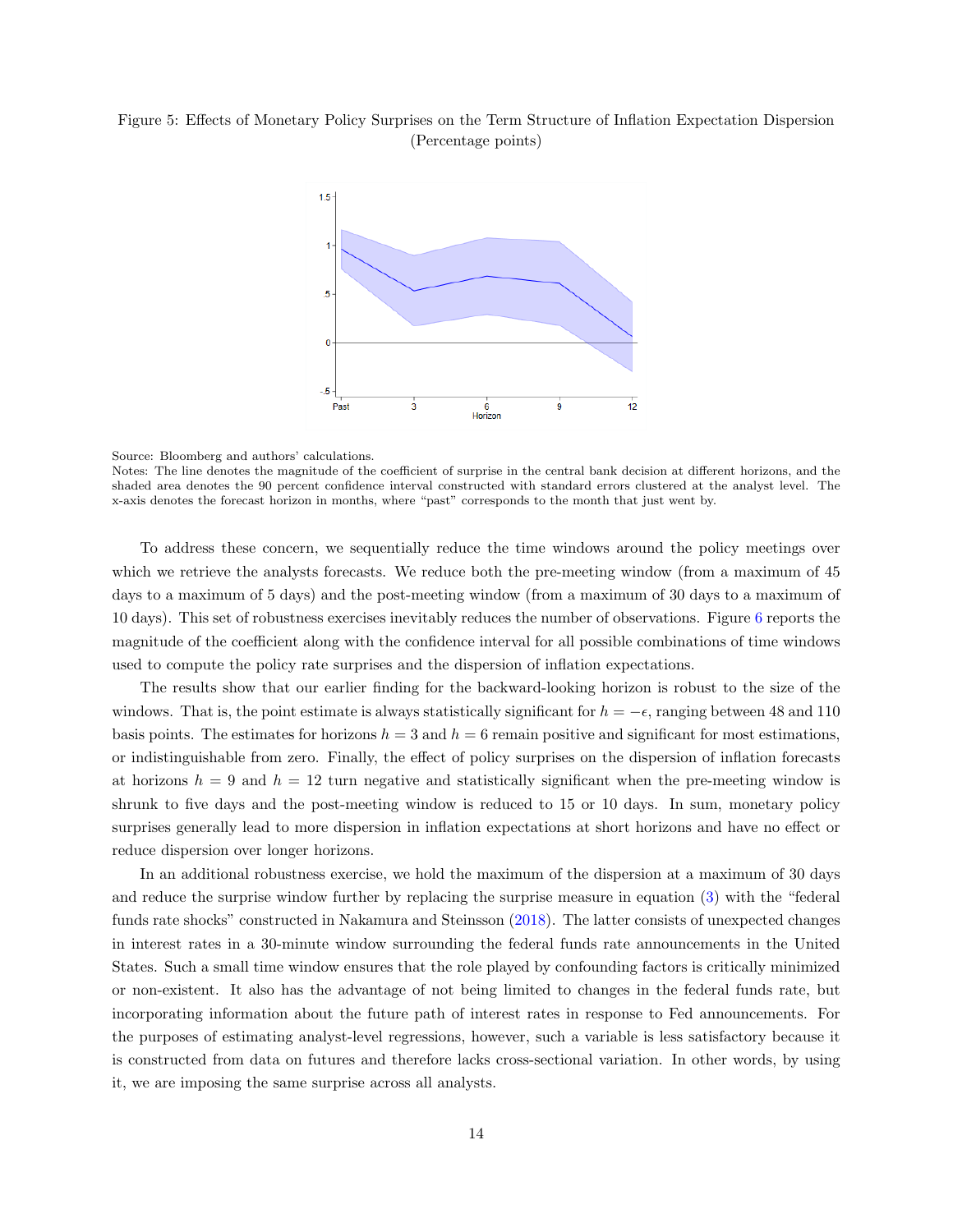Figure 5: Effects of Monetary Policy Surprises on the Term Structure of Inflation Expectation Dispersion (Percentage points)

Source: Bloomberg and authors' calculations.
Notes: The line denotes the magnitude of the coefficient of surprise in the central bank decision at different horizons, and the shaded area denotes the 90 percent confidence interval constructed with standard errors clustered at the analyst level. The x-axis denotes the forecast horizon in months, where "past" corresponds to the month that just went by.

To address these concern, we sequentially reduce the time windows around the policy meetings over which we retrieve the analysts forecasts. We reduce both the pre-meeting window (from a maximum of 45 days to a maximum of 5 days) and the post-meeting window (from a maximum of 30 days to a maximum of 10 days). This set of robustness exercises inevitably reduces the number of observations. Figure 6 reports the magnitude of the coefficient along with the confidence interval for all possible combinations of time windows used to compute the policy rate surprises and the dispersion of inflation expectations.

The results show that our earlier finding for the backward-looking horizon is robust to the size of the windows. That is, the point estimate is always statistically significant for $h = -\epsilon$, ranging between 48 and 110 basis points. The estimates for horizons $h = 3$ and $h = 6$ remain positive and significant for most estimations, or indistinguishable from zero. Finally, the effect of policy surprises on the dispersion of inflation forecasts at horizons $h = 9$ and $h = 12$ turn negative and statistically significant when the pre-meeting window is shrunk to five days and the post-meeting window is reduced to 15 or 10 days. In sum, monetary policy surprises generally lead to more dispersion in inflation expectations at short horizons and have no effect or reduce dispersion over longer horizons.

In an additional robustness exercise, we hold the maximum of the dispersion at a maximum of 30 days and reduce the surprise window further by replacing the surprise measure in equation (3) with the "federal funds rate shocks" constructed in Nakamura and Steinsson (2018). The latter consists of unexpected changes in interest rates in a 30-minute window surrounding the federal funds rate announcements in the United States. Such a small time window ensures that the role played by confounding factors is critically minimized or non-existent. It also has the advantage of not being limited to changes in the federal funds rate, but incorporating information about the future path of interest rates in response to Fed announcements. For the purposes of estimating analyst-level regressions, however, such a variable is less satisfactory because it is constructed from data on futures and therefore lacks cross-sectional variation. In other words, by using it, we are imposing the same surprise across all analysts.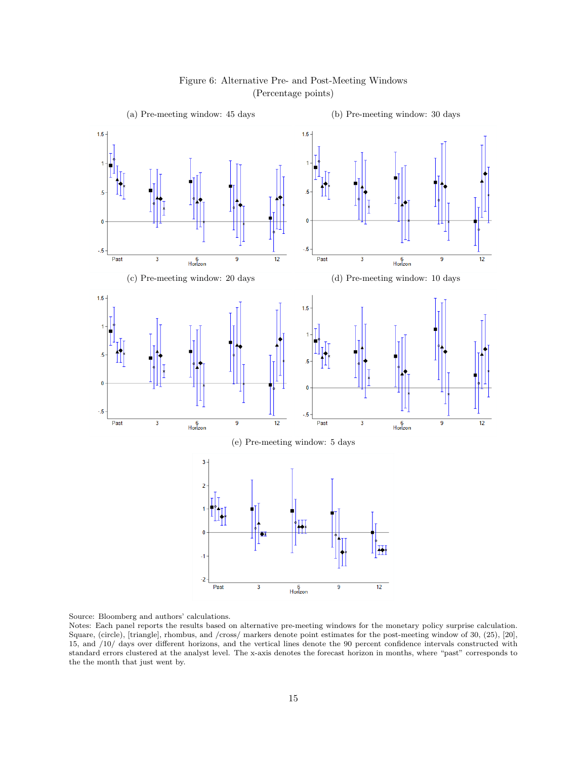Figure 6: Alternative Pre- and Post-Meeting Windows
(Percentage points)

(a) Pre-meeting window: 45 days

(b) Pre-meeting window: 30 days

(c) Pre-meeting window: 20 days

(d) Pre-meeting window: 10 days

(e) Pre-meeting window: 5 days

Source: Bloomberg and authors' calculations.
Notes: Each panel reports the results based on alternative pre-meeting windows for the monetary policy surprise calculation. Square, (circle), [triangle], rhombus, and /cross/ markers denote point estimates for the post-meeting window of 30, (25), [20], 15, and /10/ days over different horizons, and the vertical lines denote the 90 percent confidence intervals constructed with standard errors clustered at the analyst level. The x-axis denotes the forecast horizon in months, where "past" corresponds to the the month that just went by.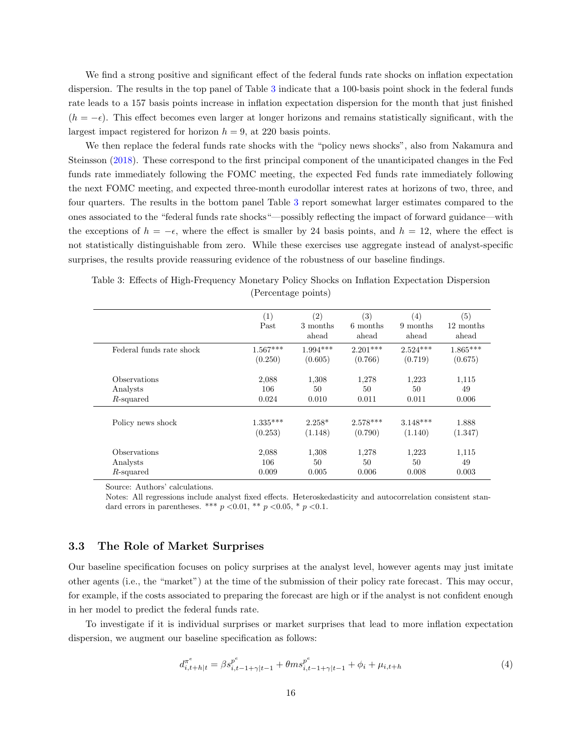We find a strong positive and significant effect of the federal funds rate shocks on inflation expectation dispersion. The results in the top panel of Table 3 indicate that a 100-basis point shock in the federal funds rate leads to a 157 basis points increase in inflation expectation dispersion for the month that just finished ($h = -\epsilon$). This effect becomes even larger at longer horizons and remains statistically significant, with the largest impact registered for horizon $h = 9$, at 220 basis points.

We then replace the federal funds rate shocks with the "policy news shocks", also from Nakamura and Steinsson (2018). These correspond to the first principal component of the unanticipated changes in the Fed funds rate immediately following the FOMC meeting, the expected Fed funds rate immediately following the next FOMC meeting, and expected three-month eurodollar interest rates at horizons of two, three, and four quarters. The results in the bottom panel Table 3 report somewhat larger estimates compared to the ones associated to the "federal funds rate shocks"—possibly reflecting the impact of forward guidance—with the exceptions of $h = -\epsilon$, where the effect is smaller by 24 basis points, and $h = 12$, where the effect is not statistically distinguishable from zero. While these exercises use aggregate instead of analyst-specific surprises, the results provide reassuring evidence of the robustness of our baseline findings.

Table 3: Effects of High-Frequency Monetary Policy Shocks on Inflation Expectation Dispersion (Percentage points)

| | (1) Past | (2) 3 months ahead | (3) 6 months ahead | (4) 9 months ahead | (5) 12 months ahead |
|---|---|---|---|---|---|
| Federal funds rate shock | 1.567*** | 1.994*** | 2.201*** | 2.524*** | 1.865*** |
| | (0.250) | (0.605) | (0.766) | (0.719) | (0.675) |
| Observations | 2,088 | 1,308 | 1,278 | 1,223 | 1,115 |
| Analysts | 106 | 50 | 50 | 50 | 49 |
| $R$-squared | 0.024 | 0.010 | 0.011 | 0.011 | 0.006 |
| Policy news shock | 1.335*** | 2.258* | 2.578*** | 3.148*** | 1.888 |
| | (0.253) | (1.148) | (0.790) | (1.140) | (1.347) |
| Observations | 2,088 | 1,308 | 1,278 | 1,223 | 1,115 |
| Analysts | 106 | 50 | 50 | 50 | 49 |
| $R$-squared | 0.009 | 0.005 | 0.006 | 0.008 | 0.003 |

Source: Authors' calculations.

Notes: All regressions include analyst fixed effects. Heteroskedasticity and autocorrelation consistent standard errors in parentheses. *** $p < 0.01$, ** $p < 0.05$, * $p < 0.1$.

### 3.3 The Role of Market Surprises

Our baseline specification focuses on policy surprises at the analyst level, however agents may just imitate other agents (i.e., the "market") at the time of the submission of their policy rate forecast. This may occur, for example, if the costs associated to preparing the forecast are high or if the analyst is not confident enough in her model to predict the federal funds rate.

To investigate if it is individual surprises or market surprises that lead to more inflation expectation dispersion, we augment our baseline specification as follows:

$$d^{\pi^e}_{i,t+h|t} = \beta s^{p^e}_{i,t-1+\gamma|t-1} + \theta m s^{p^e}_{i,t-1+\gamma|t-1} + \phi_i + \mu_{i,t+h} \tag{4}$$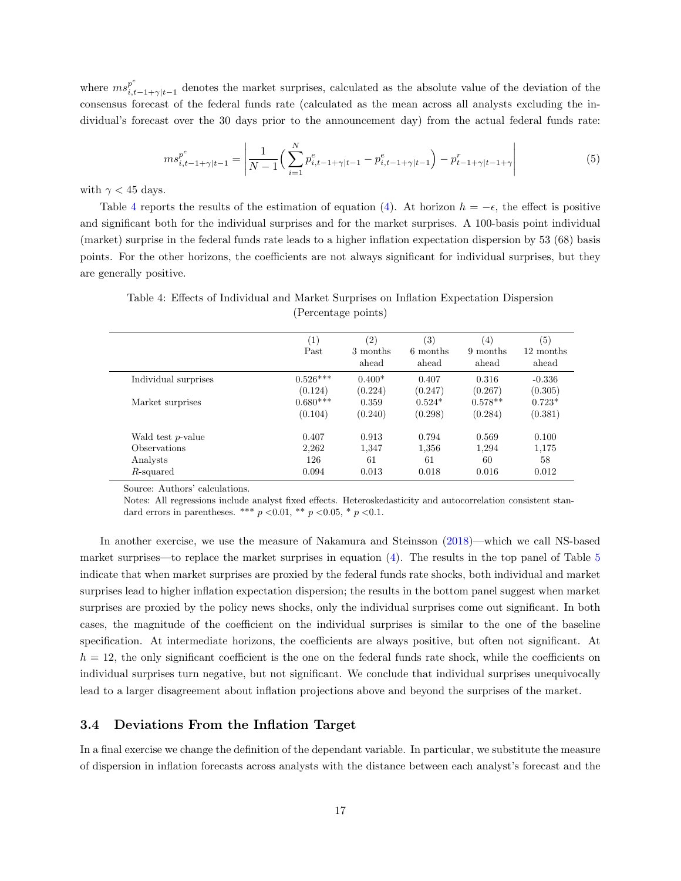where $ms^{p^e}_{i,t-1+\gamma|t-1}$ denotes the market surprises, calculated as the absolute value of the deviation of the consensus forecast of the federal funds rate (calculated as the mean across all analysts excluding the individual's forecast over the 30 days prior to the announcement day) from the actual federal funds rate:

$$ms^{p^e}_{i,t-1+\gamma|t-1} = \left| \frac{1}{N-1} \Big( \sum_{i=1}^{N} p^e_{i,t-1+\gamma|t-1} - p^e_{i,t-1+\gamma|t-1} \Big) - p^r_{t-1+\gamma|t-1+\gamma} \right| \tag{5}$$

with $\gamma < 45$ days.

Table 4 reports the results of the estimation of equation (4). At horizon $h = -\epsilon$, the effect is positive and significant both for the individual surprises and for the market surprises. A 100-basis point individual (market) surprise in the federal funds rate leads to a higher inflation expectation dispersion by 53 (68) basis points. For the other horizons, the coefficients are not always significant for individual surprises, but they are generally positive.

Table 4: Effects of Individual and Market Surprises on Inflation Expectation Dispersion (Percentage points)

| | (1) Past | (2) 3 months ahead | (3) 6 months ahead | (4) 9 months ahead | (5) 12 months ahead |
|---|---|---|---|---|---|
| Individual surprises | 0.526*** | 0.400* | 0.407 | 0.316 | -0.336 |
| | (0.124) | (0.224) | (0.247) | (0.267) | (0.305) |
| Market surprises | 0.680*** | 0.359 | 0.524* | 0.578** | 0.723* |
| | (0.104) | (0.240) | (0.298) | (0.284) | (0.381) |
| Wald test $p$-value | 0.407 | 0.913 | 0.794 | 0.569 | 0.100 |
| Observations | 2,262 | 1,347 | 1,356 | 1,294 | 1,175 |
| Analysts | 126 | 61 | 61 | 60 | 58 |
| $R$-squared | 0.094 | 0.013 | 0.018 | 0.016 | 0.012 |

Source: Authors' calculations.

Notes: All regressions include analyst fixed effects. Heteroskedasticity and autocorrelation consistent standard errors in parentheses. *** $p<0.01$, ** $p<0.05$, * $p<0.1$.

In another exercise, we use the measure of Nakamura and Steinsson (2018)—which we call NS-based market surprises—to replace the market surprises in equation (4). The results in the top panel of Table 5 indicate that when market surprises are proxied by the federal funds rate shocks, both individual and market surprises lead to higher inflation expectation dispersion; the results in the bottom panel suggest when market surprises are proxied by the policy news shocks, only the individual surprises come out significant. In both cases, the magnitude of the coefficient on the individual surprises is similar to the one of the baseline specification. At intermediate horizons, the coefficients are always positive, but often not significant. At $h = 12$, the only significant coefficient is the one on the federal funds rate shock, while the coefficients on individual surprises turn negative, but not significant. We conclude that individual surprises unequivocally lead to a larger disagreement about inflation projections above and beyond the surprises of the market.

### 3.4 Deviations From the Inflation Target

In a final exercise we change the definition of the dependant variable. In particular, we substitute the measure of dispersion in inflation forecasts across analysts with the distance between each analyst's forecast and the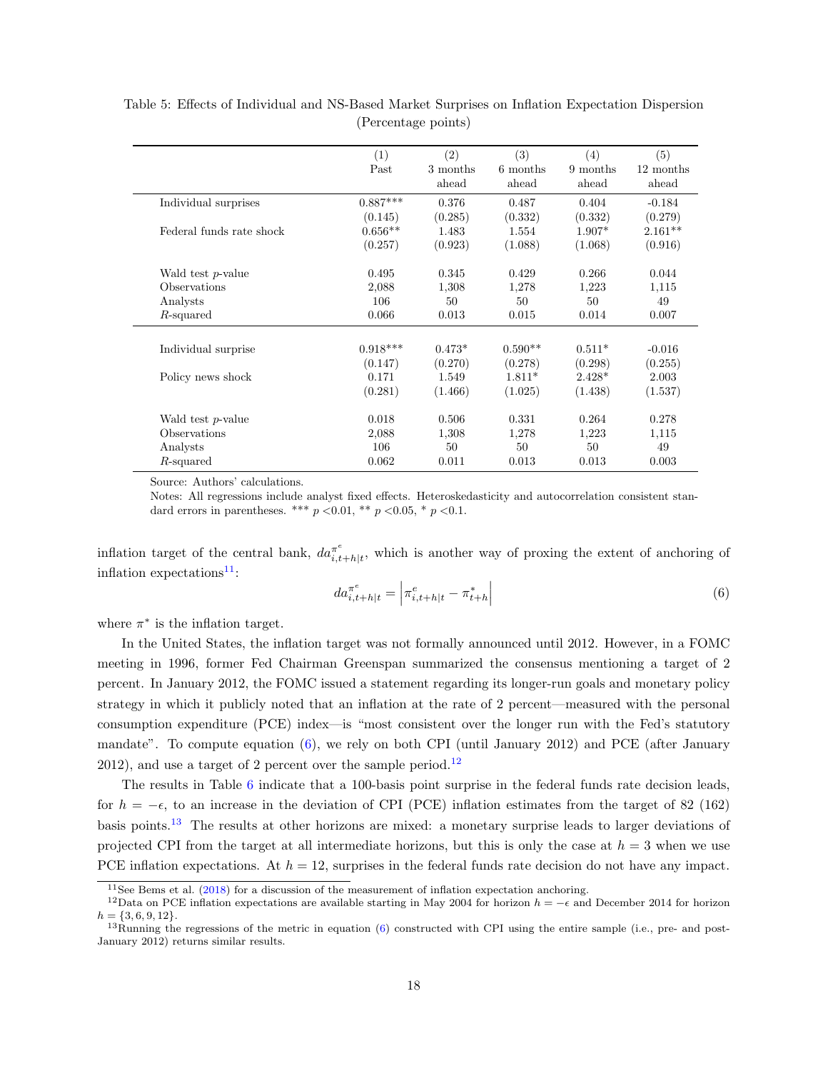Table 5: Effects of Individual and NS-Based Market Surprises on Inflation Expectation Dispersion (Percentage points)

| | (1) Past | (2) 3 months ahead | (3) 6 months ahead | (4) 9 months ahead | (5) 12 months ahead |
|---|---|---|---|---|---|
| Individual surprises | 0.887*** | 0.376 | 0.487 | 0.404 | -0.184 |
| | (0.145) | (0.285) | (0.332) | (0.332) | (0.279) |
| Federal funds rate shock | 0.656** | 1.483 | 1.554 | 1.907* | 2.161** |
| | (0.257) | (0.923) | (1.088) | (1.068) | (0.916) |
| Wald test $p$-value | 0.495 | 0.345 | 0.429 | 0.266 | 0.044 |
| Observations | 2,088 | 1,308 | 1,278 | 1,223 | 1,115 |
| Analysts | 106 | 50 | 50 | 50 | 49 |
| $R$-squared | 0.066 | 0.013 | 0.015 | 0.014 | 0.007 |
| Individual surprise | 0.918*** | 0.473* | 0.590** | 0.511* | -0.016 |
| | (0.147) | (0.270) | (0.278) | (0.298) | (0.255) |
| Policy news shock | 0.171 | 1.549 | 1.811* | 2.428* | 2.003 |
| | (0.281) | (1.466) | (1.025) | (1.438) | (1.537) |
| Wald test $p$-value | 0.018 | 0.506 | 0.331 | 0.264 | 0.278 |
| Observations | 2,088 | 1,308 | 1,278 | 1,223 | 1,115 |
| Analysts | 106 | 50 | 50 | 50 | 49 |
| $R$-squared | 0.062 | 0.011 | 0.013 | 0.013 | 0.003 |

Source: Authors' calculations.

Notes: All regressions include analyst fixed effects. Heteroskedasticity and autocorrelation consistent standard errors in parentheses. *** $p<0.01$, ** $p<0.05$, * $p<0.1$.

inflation target of the central bank, $da^{\pi^e}_{i,t+h|t}$, which is another way of proxying the extent of anchoring of inflation expectations[11]:

$$da^{\pi^e}_{i,t+h|t} = \left|\pi^e_{i,t+h|t} - \pi^*_{t+h}\right| \tag{6}$$

where $\pi^*$ is the inflation target.

In the United States, the inflation target was not formally announced until 2012. However, in a FOMC meeting in 1996, former Fed Chairman Greenspan summarized the consensus mentioning a target of 2 percent. In January 2012, the FOMC issued a statement regarding its longer-run goals and monetary policy strategy in which it publicly noted that an inflation at the rate of 2 percent—measured with the personal consumption expenditure (PCE) index—is "most consistent over the longer run with the Fed's statutory mandate". To compute equation (6), we rely on both CPI (until January 2012) and PCE (after January 2012), and use a target of 2 percent over the sample period.[12]

The results in Table 6 indicate that a 100-basis point surprise in the federal funds rate decision leads, for $h = -\epsilon$, to an increase in the deviation of CPI (PCE) inflation estimates from the target of 82 (162) basis points.[13] The results at other horizons are mixed: a monetary surprise leads to larger deviations of projected CPI from the target at all intermediate horizons, but this is only the case at $h = 3$ when we use PCE inflation expectations. At $h = 12$, surprises in the federal funds rate decision do not have any impact.

[11] See Bems et al. (2018) for a discussion of the measurement of inflation expectation anchoring.

[12] Data on PCE inflation expectations are available starting in May 2004 for horizon $h = -\epsilon$ and December 2014 for horizon $h = \{3, 6, 9, 12\}$.

[13] Running the regressions of the metric in equation (6) constructed with CPI using the entire sample (i.e., pre- and post-January 2012) returns similar results.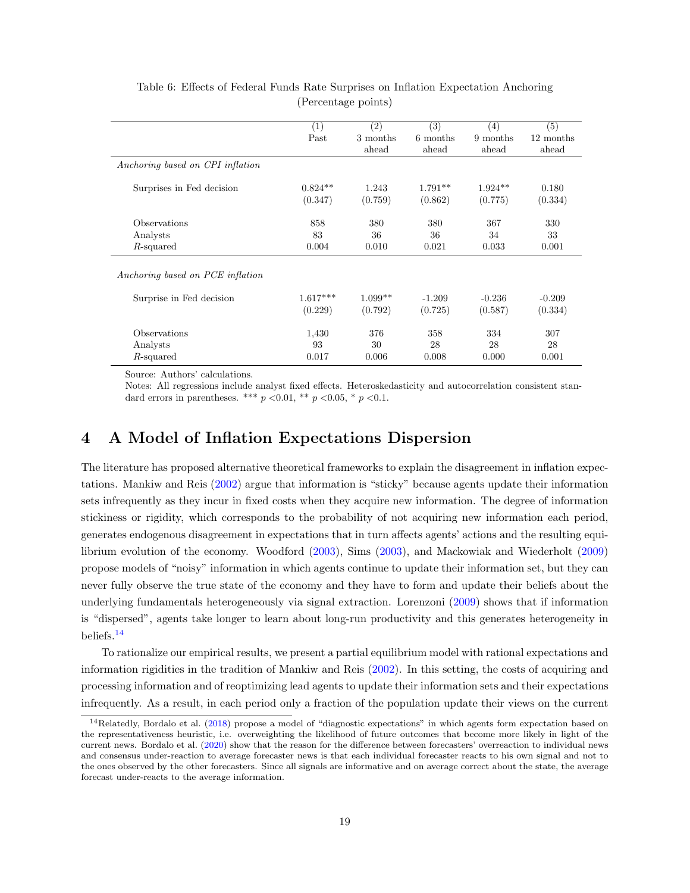Table 6: Effects of Federal Funds Rate Surprises on Inflation Expectation Anchoring
(Percentage points)

| | (1) Past | (2) 3 months ahead | (3) 6 months ahead | (4) 9 months ahead | (5) 12 months ahead |
|---|---|---|---|---|---|
| *Anchoring based on CPI inflation* | | | | | |
| Surprises in Fed decision | 0.824** | 1.243 | 1.791** | 1.924** | 0.180 |
| | (0.347) | (0.759) | (0.862) | (0.775) | (0.334) |
| Observations | 858 | 380 | 380 | 367 | 330 |
| Analysts | 83 | 36 | 36 | 34 | 33 |
| $R$-squared | 0.004 | 0.010 | 0.021 | 0.033 | 0.001 |
| *Anchoring based on PCE inflation* | | | | | |
| Surprise in Fed decision | 1.617*** | 1.099** | -1.209 | -0.236 | -0.209 |
| | (0.229) | (0.792) | (0.725) | (0.587) | (0.334) |
| Observations | 1,430 | 376 | 358 | 334 | 307 |
| Analysts | 93 | 30 | 28 | 28 | 28 |
| $R$-squared | 0.017 | 0.006 | 0.008 | 0.000 | 0.001 |

Source: Authors' calculations.
Notes: All regressions include analyst fixed effects. Heteroskedasticity and autocorrelation consistent standard errors in parentheses. *** $p$ <0.01, ** $p$ <0.05, * $p$ <0.1.

# 4 A Model of Inflation Expectations Dispersion

The literature has proposed alternative theoretical frameworks to explain the disagreement in inflation expectations. Mankiw and Reis (2002) argue that information is "sticky" because agents update their information sets infrequently as they incur in fixed costs when they acquire new information. The degree of information stickiness or rigidity, which corresponds to the probability of not acquiring new information each period, generates endogenous disagreement in expectations that in turn affects agents' actions and the resulting equilibrium evolution of the economy. Woodford (2003), Sims (2003), and Mackowiak and Wiederholt (2009) propose models of "noisy" information in which agents continue to update their information set, but they can never fully observe the true state of the economy and they have to form and update their beliefs about the underlying fundamentals heterogeneously via signal extraction. Lorenzoni (2009) shows that if information is "dispersed", agents take longer to learn about long-run productivity and this generates heterogeneity in beliefs.[14]

To rationalize our empirical results, we present a partial equilibrium model with rational expectations and information rigidities in the tradition of Mankiw and Reis (2002). In this setting, the costs of acquiring and processing information and of reoptimizing lead agents to update their information sets and their expectations infrequently. As a result, in each period only a fraction of the population update their views on the current

[14]Relatedly, Bordalo et al. (2018) propose a model of "diagnostic expectations" in which agents form expectation based on the representativeness heuristic, i.e. overweighting the likelihood of future outcomes that become more likely in light of the current news. Bordalo et al. (2020) show that the reason for the difference between forecasters' overreaction to individual news and consensus under-reaction to average forecaster news is that each individual forecaster reacts to his own signal and not to the ones observed by the other forecasters. Since all signals are informative and on average correct about the state, the average forecast under-reacts to the average information.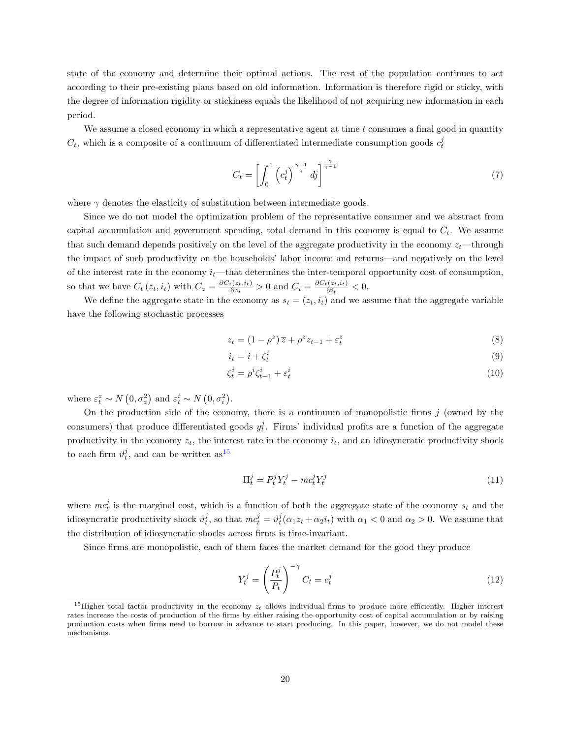state of the economy and determine their optimal actions. The rest of the population continues to act according to their pre-existing plans based on old information. Information is therefore rigid or sticky, with the degree of information rigidity or stickiness equals the likelihood of not acquiring new information in each period.

We assume a closed economy in which a representative agent at time $t$ consumes a final good in quantity $C_t$, which is a composite of a continuum of differentiated intermediate consumption goods $c_t^j$

$$C_t = \left[ \int_0^1 \left( c_t^j \right)^{\frac{\gamma-1}{\gamma}} dj \right]^{\frac{\gamma}{\gamma-1}} \tag{7}$$

where $\gamma$ denotes the elasticity of substitution between intermediate goods.

Since we do not model the optimization problem of the representative consumer and we abstract from capital accumulation and government spending, total demand in this economy is equal to $C_t$. We assume that such demand depends positively on the level of the aggregate productivity in the economy $z_t$—through the impact of such productivity on the households' labor income and returns—and negatively on the level of the interest rate in the economy $i_t$—that determines the inter-temporal opportunity cost of consumption, so that we have $C_t(z_t, i_t)$ with $C_z = \frac{\partial C_t(z_t, i_t)}{\partial z_t} > 0$ and $C_i = \frac{\partial C_t(z_t, i_t)}{\partial i_t} < 0$.

We define the aggregate state in the economy as $s_t = (z_t, i_t)$ and we assume that the aggregate variable have the following stochastic processes

$$z_t = (1 - \rho^z)\,\overline{z} + \rho^z z_{t-1} + \varepsilon_t^z \tag{8}$$

$$i_t = \overline{i} + \zeta_t^i \tag{9}$$

$$\zeta_t^i = \rho^i \zeta_{t-1}^i + \varepsilon_t^i \tag{10}$$

where $\varepsilon_t^z \sim N\left(0, \sigma_z^2\right)$ and $\varepsilon_t^i \sim N\left(0, \sigma_i^2\right)$.

On the production side of the economy, there is a continuum of monopolistic firms $j$ (owned by the consumers) that produce differentiated goods $y_t^j$. Firms' individual profits are a function of the aggregate productivity in the economy $z_t$, the interest rate in the economy $i_t$, and an idiosyncratic productivity shock to each firm $\vartheta_t^j$, and can be written as[15]

$$\Pi_t^j = P_t^j Y_t^j - mc_t^j Y_t^j \tag{11}$$

where $mc_t^j$ is the marginal cost, which is a function of both the aggregate state of the economy $s_t$ and the idiosyncratic productivity shock $\vartheta_t^j$, so that $mc_t^j = \vartheta_t^j(\alpha_1 z_t + \alpha_2 i_t)$ with $\alpha_1 < 0$ and $\alpha_2 > 0$. We assume that the distribution of idiosyncratic shocks across firms is time-invariant.

Since firms are monopolistic, each of them faces the market demand for the good they produce

$$Y_t^j = \left( \frac{P_t^j}{P_t} \right)^{-\gamma} C_t = c_t^j \tag{12}$$

[15] Higher total factor productivity in the economy $z_t$ allows individual firms to produce more efficiently. Higher interest rates increase the costs of production of the firms by either raising the opportunity cost of capital accumulation or by raising production costs when firms need to borrow in advance to start producing. In this paper, however, we do not model these mechanisms.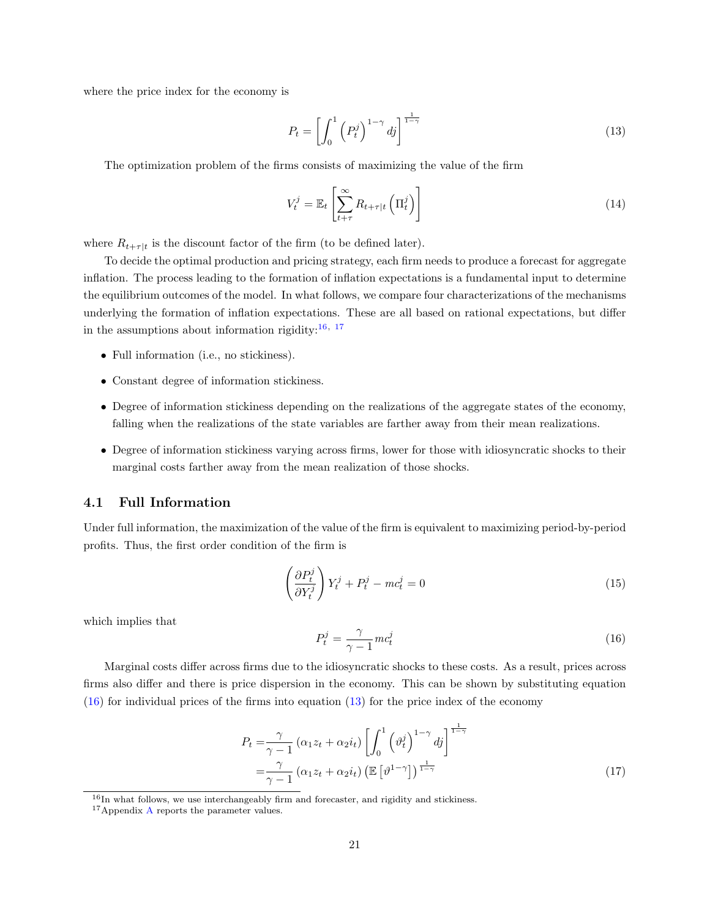where the price index for the economy is

$$P_t = \left[\int_0^1 \left(P_t^j\right)^{1-\gamma} dj\right]^{\frac{1}{1-\gamma}} \tag{13}$$

The optimization problem of the firms consists of maximizing the value of the firm

$$V_t^j = \mathbb{E}_t \left[\sum_{t+\tau}^{\infty} R_{t+\tau|t} \left(\Pi_t^j\right)\right] \tag{14}$$

where $R_{t+\tau|t}$ is the discount factor of the firm (to be defined later).

To decide the optimal production and pricing strategy, each firm needs to produce a forecast for aggregate inflation. The process leading to the formation of inflation expectations is a fundamental input to determine the equilibrium outcomes of the model. In what follows, we compare four characterizations of the mechanisms underlying the formation of inflation expectations. These are all based on rational expectations, but differ in the assumptions about information rigidity:[16, 17]

- Full information (i.e., no stickiness).
- Constant degree of information stickiness.
- Degree of information stickiness depending on the realizations of the aggregate states of the economy, falling when the realizations of the state variables are farther away from their mean realizations.
- Degree of information stickiness varying across firms, lower for those with idiosyncratic shocks to their marginal costs farther away from the mean realization of those shocks.

## 4.1 Full Information

Under full information, the maximization of the value of the firm is equivalent to maximizing period-by-period profits. Thus, the first order condition of the firm is

$$\left(\frac{\partial P_t^j}{\partial Y_t^j}\right) Y_t^j + P_t^j - mc_t^j = 0 \tag{15}$$

which implies that

$$P_t^j = \frac{\gamma}{\gamma - 1} mc_t^j \tag{16}$$

Marginal costs differ across firms due to the idiosyncratic shocks to these costs. As a result, prices across firms also differ and there is price dispersion in the economy. This can be shown by substituting equation (16) for individual prices of the firms into equation (13) for the price index of the economy

$$\begin{aligned} P_t =& \frac{\gamma}{\gamma - 1} \left(\alpha_1 z_t + \alpha_2 i_t\right) \left[\int_0^1 \left(\vartheta_t^j\right)^{1-\gamma} dj\right]^{\frac{1}{1-\gamma}} \\ =& \frac{\gamma}{\gamma - 1} \left(\alpha_1 z_t + \alpha_2 i_t\right) \left(\mathbb{E}\left[\vartheta^{1-\gamma}\right]\right)^{\frac{1}{1-\gamma}} \end{aligned} \tag{17}$$

[16] In what follows, we use interchangeably firm and forecaster, and rigidity and stickiness.

[17] Appendix A reports the parameter values.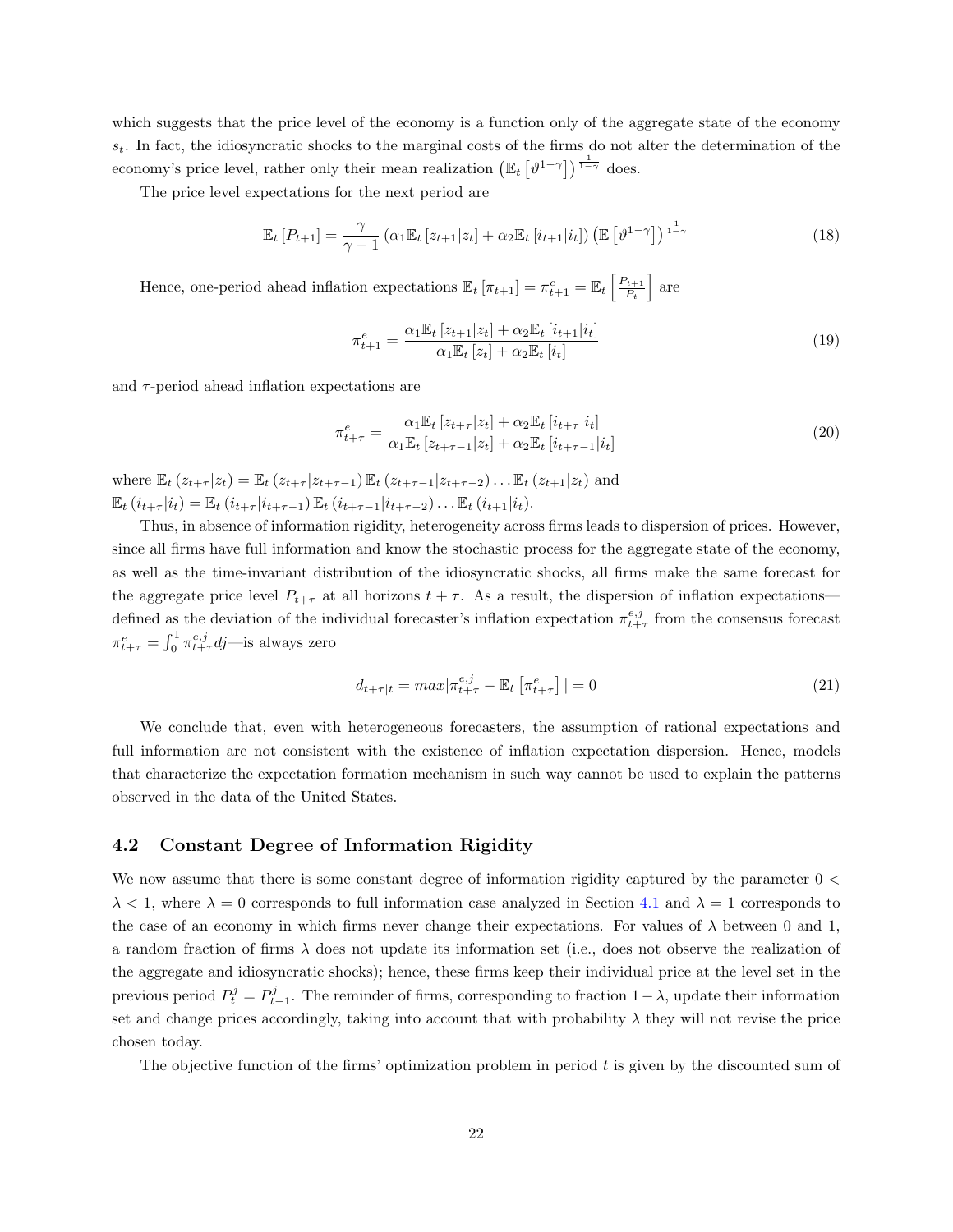which suggests that the price level of the economy is a function only of the aggregate state of the economy $s_t$. In fact, the idiosyncratic shocks to the marginal costs of the firms do not alter the determination of the economy's price level, rather only their mean realization $\left(\mathbb{E}_t\left[\vartheta^{1-\gamma}\right]\right)^{\frac{1}{1-\gamma}}$ does.

The price level expectations for the next period are

$$\mathbb{E}_t\left[P_{t+1}\right] = \frac{\gamma}{\gamma-1}\left(\alpha_1 \mathbb{E}_t\left[z_{t+1}|z_t\right] + \alpha_2 \mathbb{E}_t\left[i_{t+1}|i_t\right]\right)\left(\mathbb{E}\left[\vartheta^{1-\gamma}\right]\right)^{\frac{1}{1-\gamma}} \tag{18}$$

Hence, one-period ahead inflation expectations $\mathbb{E}_t\left[\pi_{t+1}\right] = \pi^e_{t+1} = \mathbb{E}_t\left[\frac{P_{t+1}}{P_t}\right]$ are

$$\pi^e_{t+1} = \frac{\alpha_1 \mathbb{E}_t\left[z_{t+1}|z_t\right] + \alpha_2 \mathbb{E}_t\left[i_{t+1}|i_t\right]}{\alpha_1 \mathbb{E}_t\left[z_t\right] + \alpha_2 \mathbb{E}_t\left[i_t\right]} \tag{19}$$

and $\tau$-period ahead inflation expectations are

$$\pi^e_{t+\tau} = \frac{\alpha_1 \mathbb{E}_t\left[z_{t+\tau}|z_t\right] + \alpha_2 \mathbb{E}_t\left[i_{t+\tau}|i_t\right]}{\alpha_1 \mathbb{E}_t\left[z_{t+\tau-1}|z_t\right] + \alpha_2 \mathbb{E}_t\left[i_{t+\tau-1}|i_t\right]} \tag{20}$$

where $\mathbb{E}_t\left(z_{t+\tau}|z_t\right) = \mathbb{E}_t\left(z_{t+\tau}|z_{t+\tau-1}\right)\mathbb{E}_t\left(z_{t+\tau-1}|z_{t+\tau-2}\right)\ldots\mathbb{E}_t\left(z_{t+1}|z_t\right)$ and $\mathbb{E}_t\left(i_{t+\tau}|i_t\right) = \mathbb{E}_t\left(i_{t+\tau}|i_{t+\tau-1}\right)\mathbb{E}_t\left(i_{t+\tau-1}|i_{t+\tau-2}\right)\ldots\mathbb{E}_t\left(i_{t+1}|i_t\right)$.

Thus, in absence of information rigidity, heterogeneity across firms leads to dispersion of prices. However, since all firms have full information and know the stochastic process for the aggregate state of the economy, as well as the time-invariant distribution of the idiosyncratic shocks, all firms make the same forecast for the aggregate price level $P_{t+\tau}$ at all horizons $t+\tau$. As a result, the dispersion of inflation expectations—defined as the deviation of the individual forecaster's inflation expectation $\pi^{e,j}_{t+\tau}$ from the consensus forecast $\pi^e_{t+\tau} = \int_0^1 \pi^{e,j}_{t+\tau}dj$—is always zero

$$d_{t+\tau|t} = max|\pi^{e,j}_{t+\tau} - \mathbb{E}_t\left[\pi^e_{t+\tau}\right]| = 0 \tag{21}$$

We conclude that, even with heterogeneous forecasters, the assumption of rational expectations and full information are not consistent with the existence of inflation expectation dispersion. Hence, models that characterize the expectation formation mechanism in such way cannot be used to explain the patterns observed in the data of the United States.

### 4.2 Constant Degree of Information Rigidity

We now assume that there is some constant degree of information rigidity captured by the parameter $0 < \lambda < 1$, where $\lambda = 0$ corresponds to full information case analyzed in Section 4.1 and $\lambda = 1$ corresponds to the case of an economy in which firms never change their expectations. For values of $\lambda$ between 0 and 1, a random fraction of firms $\lambda$ does not update its information set (i.e., does not observe the realization of the aggregate and idiosyncratic shocks); hence, these firms keep their individual price at the level set in the previous period $P^j_t = P^j_{t-1}$. The reminder of firms, corresponding to fraction $1-\lambda$, update their information set and change prices accordingly, taking into account that with probability $\lambda$ they will not revise the price chosen today.

The objective function of the firms' optimization problem in period $t$ is given by the discounted sum of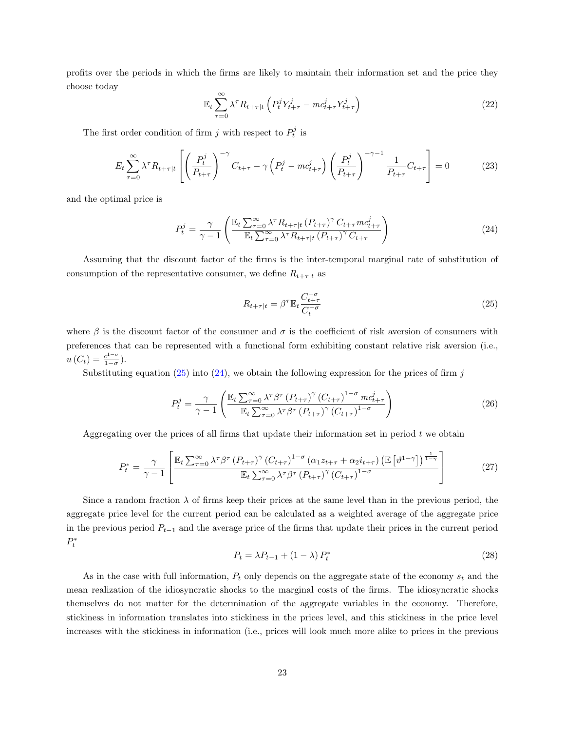profits over the periods in which the firms are likely to maintain their information set and the price they choose today

$$\mathbb{E}_t \sum_{\tau=0}^{\infty} \lambda^{\tau} R_{t+\tau|t} \left( P_t^j Y_{t+\tau}^j - mc_{t+\tau}^j Y_{t+\tau}^j \right) \tag{22}$$

The first order condition of firm $j$ with respect to $P_t^j$ is

$$E_t \sum_{\tau=0}^{\infty} \lambda^{\tau} R_{t+\tau|t} \left[ \left( \frac{P_t^j}{P_{t+\tau}} \right)^{-\gamma} C_{t+\tau} - \gamma \left( P_t^j - mc_{t+\tau}^j \right) \left( \frac{P_t^j}{P_{t+\tau}} \right)^{-\gamma-1} \frac{1}{P_{t+\tau}} C_{t+\tau} \right] = 0 \tag{23}$$

and the optimal price is

$$P_t^j = \frac{\gamma}{\gamma - 1} \left( \frac{\mathbb{E}_t \sum_{\tau=0}^{\infty} \lambda^{\tau} R_{t+\tau|t} \left( P_{t+\tau} \right)^{\gamma} C_{t+\tau} mc_{t+\tau}^j}{\mathbb{E}_t \sum_{\tau=0}^{\infty} \lambda^{\tau} R_{t+\tau|t} \left( P_{t+\tau} \right)^{\gamma} C_{t+\tau}} \right) \tag{24}$$

Assuming that the discount factor of the firms is the inter-temporal marginal rate of substitution of consumption of the representative consumer, we define $R_{t+\tau|t}$ as

$$R_{t+\tau|t} = \beta^{\tau} \mathbb{E}_t \frac{C_{t+\tau}^{-\sigma}}{C_t^{-\sigma}} \tag{25}$$

where $\beta$ is the discount factor of the consumer and $\sigma$ is the coefficient of risk aversion of consumers with preferences that can be represented with a functional form exhibiting constant relative risk aversion (i.e., $u(C_t) = \frac{c^{1-\sigma}}{1-\sigma}$).

Substituting equation (25) into (24), we obtain the following expression for the prices of firm $j$

$$P_t^j = \frac{\gamma}{\gamma - 1} \left( \frac{\mathbb{E}_t \sum_{\tau=0}^{\infty} \lambda^{\tau} \beta^{\tau} \left( P_{t+\tau} \right)^{\gamma} \left( C_{t+\tau} \right)^{1-\sigma} mc_{t+\tau}^j}{\mathbb{E}_t \sum_{\tau=0}^{\infty} \lambda^{\tau} \beta^{\tau} \left( P_{t+\tau} \right)^{\gamma} \left( C_{t+\tau} \right)^{1-\sigma}} \right) \tag{26}$$

Aggregating over the prices of all firms that update their information set in period $t$ we obtain

$$P_t^* = \frac{\gamma}{\gamma - 1} \left[ \frac{\mathbb{E}_t \sum_{\tau=0}^{\infty} \lambda^{\tau} \beta^{\tau} \left( P_{t+\tau} \right)^{\gamma} \left( C_{t+\tau} \right)^{1-\sigma} \left( \alpha_1 z_{t+\tau} + \alpha_2 i_{t+\tau} \right) \left( \mathbb{E} \left[ \vartheta^{1-\gamma} \right] \right)^{\frac{1}{1-\gamma}}}{\mathbb{E}_t \sum_{\tau=0}^{\infty} \lambda^{\tau} \beta^{\tau} \left( P_{t+\tau} \right)^{\gamma} \left( C_{t+\tau} \right)^{1-\sigma}} \right] \tag{27}$$

Since a random fraction $\lambda$ of firms keep their prices at the same level than in the previous period, the aggregate price level for the current period can be calculated as a weighted average of the aggregate price in the previous period $P_{t-1}$ and the average price of the firms that update their prices in the current period $P_t^*$

$$P_t = \lambda P_{t-1} + (1 - \lambda) P_t^* \tag{28}$$

As in the case with full information, $P_t$ only depends on the aggregate state of the economy $s_t$ and the mean realization of the idiosyncratic shocks to the marginal costs of the firms. The idiosyncratic shocks themselves do not matter for the determination of the aggregate variables in the economy. Therefore, stickiness in information translates into stickiness in the prices level, and this stickiness in the price level increases with the stickiness in information (i.e., prices will look much more alike to prices in the previous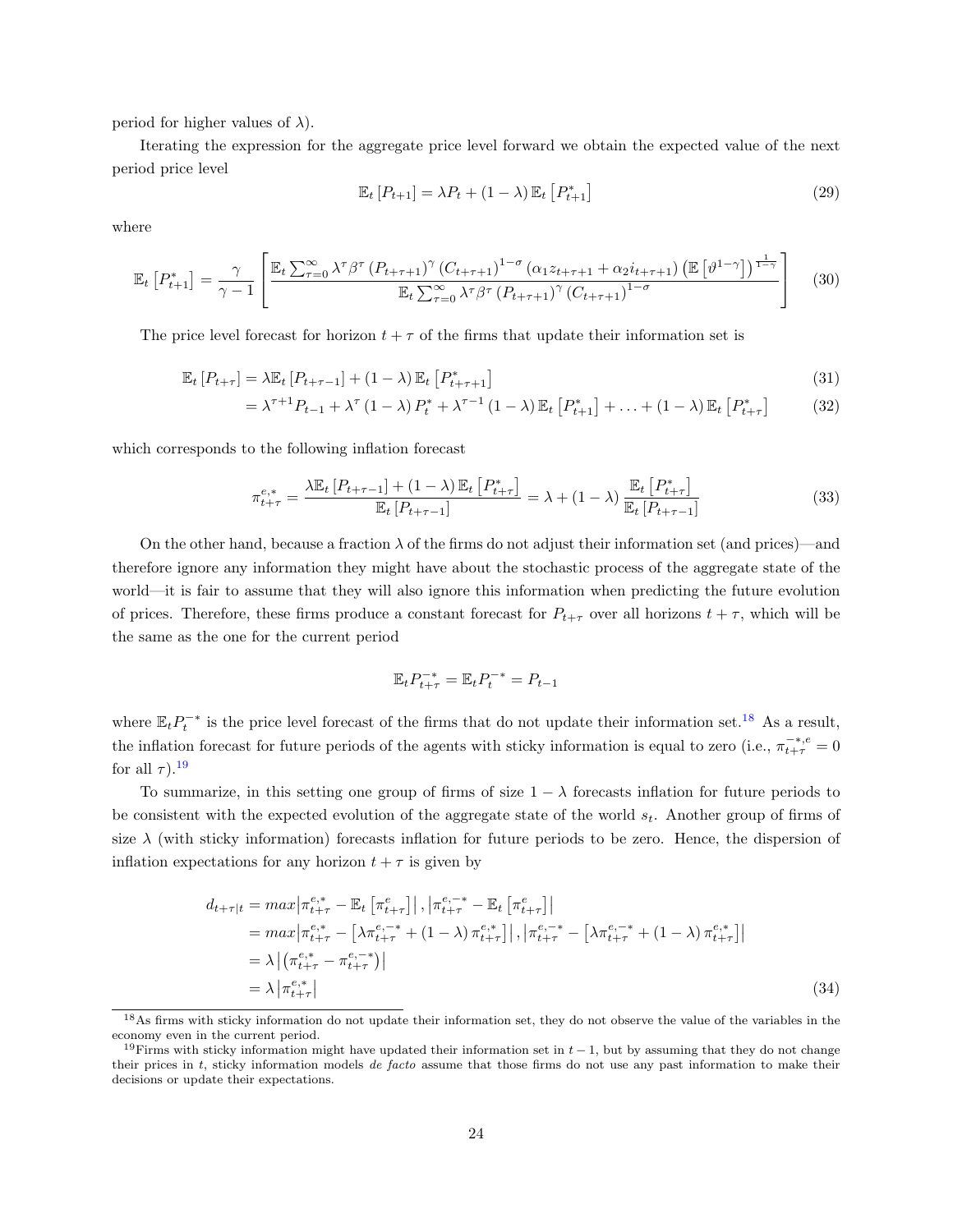period for higher values of $\lambda$).

Iterating the expression for the aggregate price level forward we obtain the expected value of the next period price level

$$\mathbb{E}_t\left[P_{t+1}\right] = \lambda P_t + (1-\lambda)\,\mathbb{E}_t\left[P^*_{t+1}\right] \tag{29}$$

where

$$\mathbb{E}_t\left[P^*_{t+1}\right] = \frac{\gamma}{\gamma-1}\left[\frac{\mathbb{E}_t\sum_{\tau=0}^{\infty}\lambda^\tau\beta^\tau\left(P_{t+\tau+1}\right)^\gamma\left(C_{t+\tau+1}\right)^{1-\sigma}\left(\alpha_1 z_{t+\tau+1}+\alpha_2 i_{t+\tau+1}\right)\left(\mathbb{E}\left[\vartheta^{1-\gamma}\right]\right)^{\frac{1}{1-\gamma}}}{\mathbb{E}_t\sum_{\tau=0}^{\infty}\lambda^\tau\beta^\tau\left(P_{t+\tau+1}\right)^\gamma\left(C_{t+\tau+1}\right)^{1-\sigma}}\right] \tag{30}$$

The price level forecast for horizon $t+\tau$ of the firms that update their information set is

$$\mathbb{E}_t\left[P_{t+\tau}\right] = \lambda\mathbb{E}_t\left[P_{t+\tau-1}\right] + (1-\lambda)\,\mathbb{E}_t\left[P^*_{t+\tau+1}\right] \tag{31}$$

$$= \lambda^{\tau+1}P_{t-1} + \lambda^\tau(1-\lambda)P^*_t + \lambda^{\tau-1}(1-\lambda)\,\mathbb{E}_t\left[P^*_{t+1}\right] + \ldots + (1-\lambda)\,\mathbb{E}_t\left[P^*_{t+\tau}\right] \tag{32}$$

which corresponds to the following inflation forecast

$$\pi^{e,*}_{t+\tau} = \frac{\lambda\mathbb{E}_t\left[P_{t+\tau-1}\right] + (1-\lambda)\,\mathbb{E}_t\left[P^*_{t+\tau}\right]}{\mathbb{E}_t\left[P_{t+\tau-1}\right]} = \lambda + (1-\lambda)\frac{\mathbb{E}_t\left[P^*_{t+\tau}\right]}{\mathbb{E}_t\left[P_{t+\tau-1}\right]} \tag{33}$$

On the other hand, because a fraction $\lambda$ of the firms do not adjust their information set (and prices)—and therefore ignore any information they might have about the stochastic process of the aggregate state of the world—it is fair to assume that they will also ignore this information when predicting the future evolution of prices. Therefore, these firms produce a constant forecast for $P_{t+\tau}$ over all horizons $t+\tau$, which will be the same as the one for the current period

$$\mathbb{E}_t P^{-*}_{t+\tau} = \mathbb{E}_t P^{-*}_t = P_{t-1}$$

where $\mathbb{E}_t P^{-*}_t$ is the price level forecast of the firms that do not update their information set.[18] As a result, the inflation forecast for future periods of the agents with sticky information is equal to zero (i.e., $\pi^{-*,e}_{t+\tau} = 0$ for all $\tau$).[19]

To summarize, in this setting one group of firms of size $1-\lambda$ forecasts inflation for future periods to be consistent with the expected evolution of the aggregate state of the world $s_t$. Another group of firms of size $\lambda$ (with sticky information) forecasts inflation for future periods to be zero. Hence, the dispersion of inflation expectations for any horizon $t+\tau$ is given by

$$\begin{aligned}
d_{t+\tau|t} &= max\left|\pi^{e,*}_{t+\tau} - \mathbb{E}_t\left[\pi^e_{t+\tau}\right]\right|, \left|\pi^{e,-*}_{t+\tau} - \mathbb{E}_t\left[\pi^e_{t+\tau}\right]\right| \\
&= max\left|\pi^{e,*}_{t+\tau} - \left[\lambda\pi^{e,-*}_{t+\tau} + (1-\lambda)\,\pi^{e,*}_{t+\tau}\right]\right|, \left|\pi^{e,-*}_{t+\tau} - \left[\lambda\pi^{e,-*}_{t+\tau} + (1-\lambda)\,\pi^{e,*}_{t+\tau}\right]\right| \\
&= \lambda\left|\left(\pi^{e,*}_{t+\tau} - \pi^{e,-*}_{t+\tau}\right)\right| \\
&= \lambda\left|\pi^{e,*}_{t+\tau}\right|
\end{aligned} \tag{34}$$

[18] As firms with sticky information do not update their information set, they do not observe the value of the variables in the economy even in the current period.

[19] Firms with sticky information might have updated their information set in $t-1$, but by assuming that they do not change their prices in $t$, sticky information models *de facto* assume that those firms do not use any past information to make their decisions or update their expectations.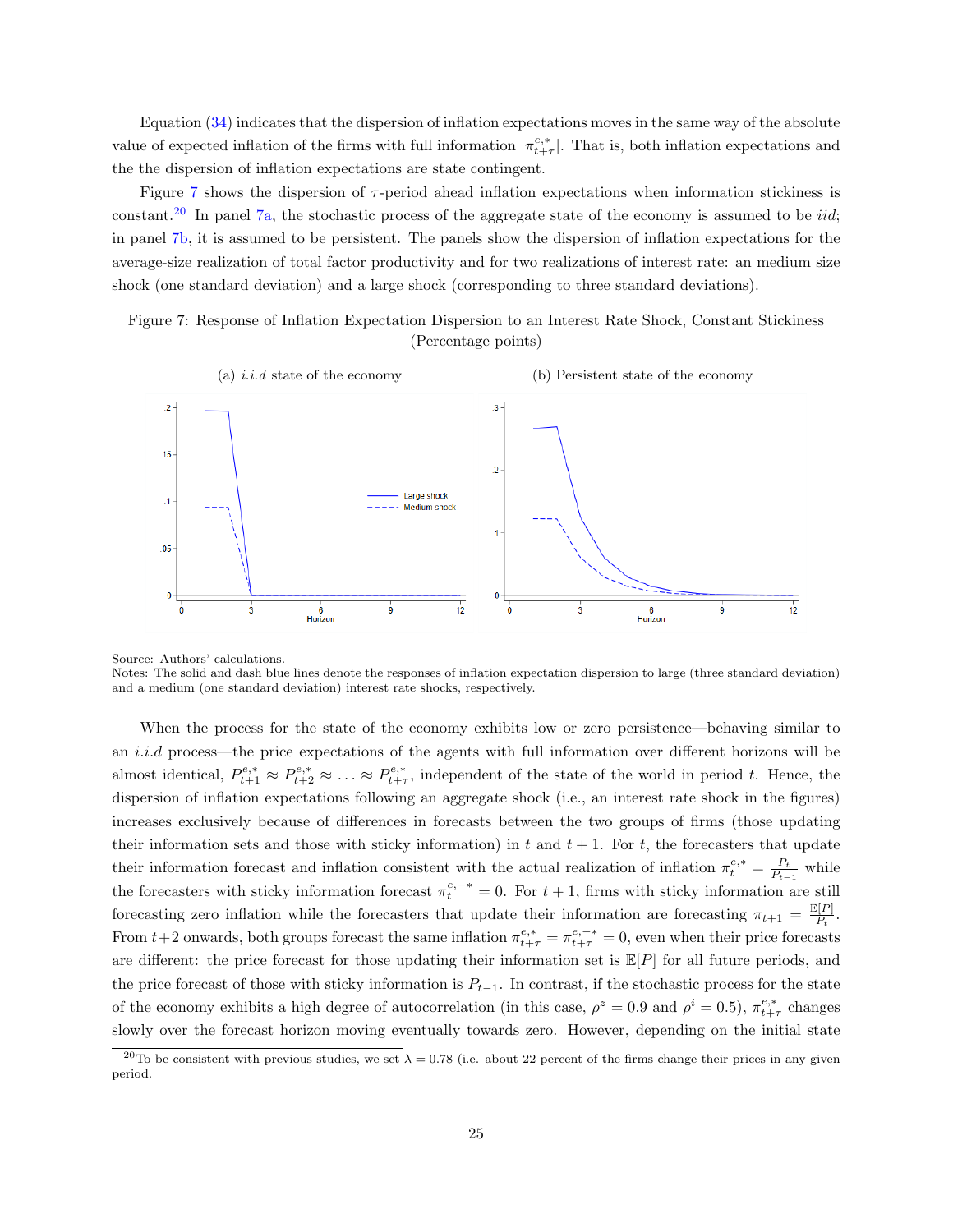Equation (34) indicates that the dispersion of inflation expectations moves in the same way of the absolute value of expected inflation of the firms with full information $|\pi^{e,*}_{t+\tau}|$. That is, both inflation expectations and the the dispersion of inflation expectations are state contingent.

Figure 7 shows the dispersion of $\tau$-period ahead inflation expectations when information stickiness is constant.[20] In panel 7a, the stochastic process of the aggregate state of the economy is assumed to be *iid*; in panel 7b, it is assumed to be persistent. The panels show the dispersion of inflation expectations for the average-size realization of total factor productivity and for two realizations of interest rate: an medium size shock (one standard deviation) and a large shock (corresponding to three standard deviations).

Figure 7: Response of Inflation Expectation Dispersion to an Interest Rate Shock, Constant Stickiness (Percentage points)

(a) *i.i.d* state of the economy

(b) Persistent state of the economy

Source: Authors' calculations.
Notes: The solid and dash blue lines denote the responses of inflation expectation dispersion to large (three standard deviation) and a medium (one standard deviation) interest rate shocks, respectively.

When the process for the state of the economy exhibits low or zero persistence—behaving similar to an *i.i.d* process—the price expectations of the agents with full information over different horizons will be almost identical, $P^{e,*}_{t+1} \approx P^{e,*}_{t+2} \approx \ldots \approx P^{e,*}_{t+\tau}$, independent of the state of the world in period $t$. Hence, the dispersion of inflation expectations following an aggregate shock (i.e., an interest rate shock in the figures) increases exclusively because of differences in forecasts between the two groups of firms (those updating their information sets and those with sticky information) in $t$ and $t+1$. For $t$, the forecasters that update their information forecast and inflation consistent with the actual realization of inflation $\pi^{e,*}_t = \frac{P_t}{P_{t-1}}$ while the forecasters with sticky information forecast $\pi^{e,-*}_t = 0$. For $t+1$, firms with sticky information are still forecasting zero inflation while the forecasters that update their information are forecasting $\pi_{t+1} = \frac{\mathbb{E}[P]}{P_t}$. From $t+2$ onwards, both groups forecast the same inflation $\pi^{e,*}_{t+\tau} = \pi^{e,-*}_{t+\tau} = 0$, even when their price forecasts are different: the price forecast for those updating their information set is $\mathbb{E}[P]$ for all future periods, and the price forecast of those with sticky information is $P_{t-1}$. In contrast, if the stochastic process for the state of the economy exhibits a high degree of autocorrelation (in this case, $\rho^z = 0.9$ and $\rho^i = 0.5$), $\pi^{e,*}_{t+\tau}$ changes slowly over the forecast horizon moving eventually towards zero. However, depending on the initial state

[20] To be consistent with previous studies, we set $\lambda = 0.78$ (i.e. about 22 percent of the firms change their prices in any given period.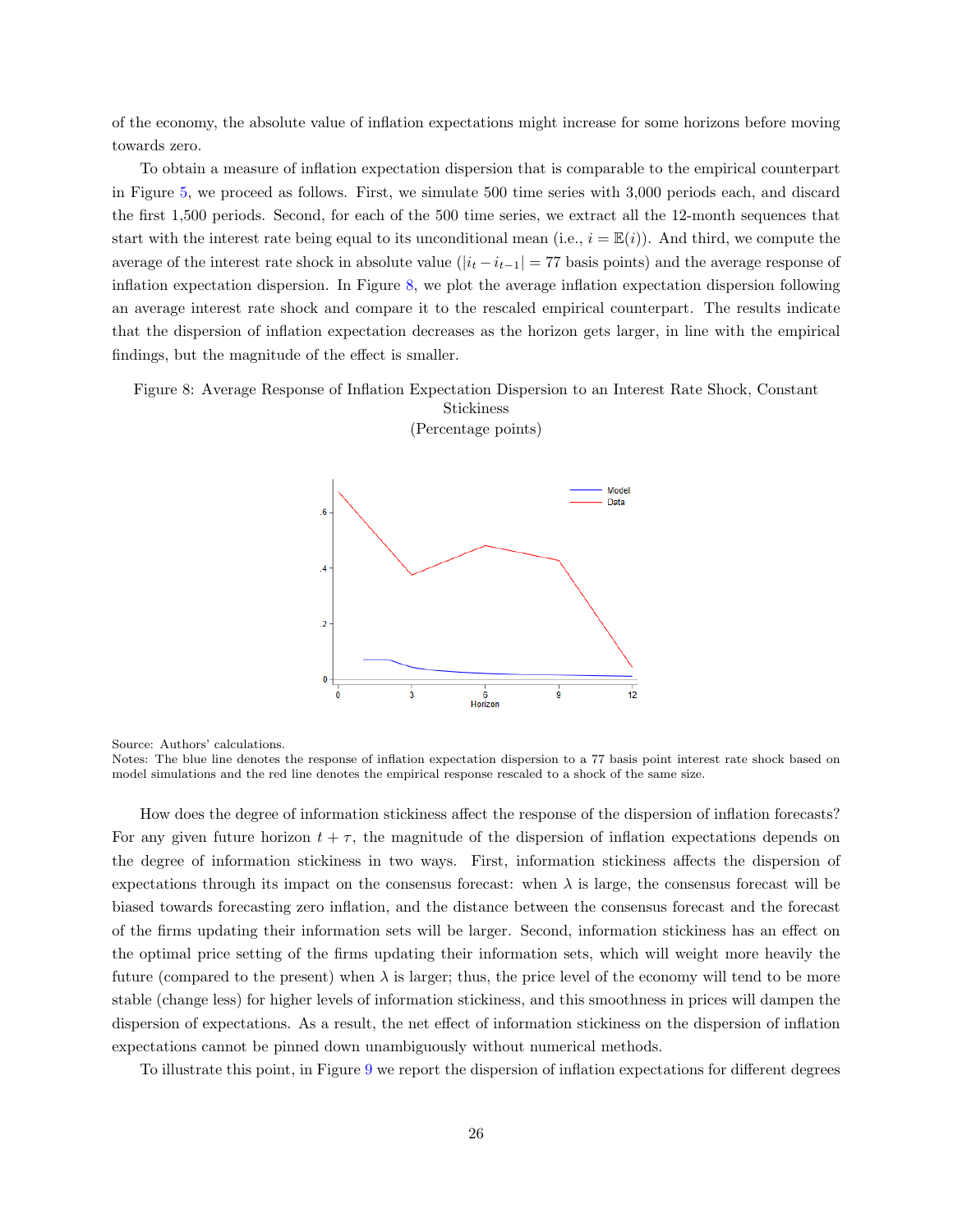of the economy, the absolute value of inflation expectations might increase for some horizons before moving towards zero.

To obtain a measure of inflation expectation dispersion that is comparable to the empirical counterpart in Figure 5, we proceed as follows. First, we simulate 500 time series with 3,000 periods each, and discard the first 1,500 periods. Second, for each of the 500 time series, we extract all the 12-month sequences that start with the interest rate being equal to its unconditional mean (i.e., $i = \mathbb{E}(i)$). And third, we compute the average of the interest rate shock in absolute value ($|i_t - i_{t-1}| = 77$ basis points) and the average response of inflation expectation dispersion. In Figure 8, we plot the average inflation expectation dispersion following an average interest rate shock and compare it to the rescaled empirical counterpart. The results indicate that the dispersion of inflation expectation decreases as the horizon gets larger, in line with the empirical findings, but the magnitude of the effect is smaller.

Figure 8: Average Response of Inflation Expectation Dispersion to an Interest Rate Shock, Constant Stickiness
(Percentage points)

Source: Authors' calculations.
Notes: The blue line denotes the response of inflation expectation dispersion to a 77 basis point interest rate shock based on model simulations and the red line denotes the empirical response rescaled to a shock of the same size.

How does the degree of information stickiness affect the response of the dispersion of inflation forecasts? For any given future horizon $t + \tau$, the magnitude of the dispersion of inflation expectations depends on the degree of information stickiness in two ways. First, information stickiness affects the dispersion of expectations through its impact on the consensus forecast: when $\lambda$ is large, the consensus forecast will be biased towards forecasting zero inflation, and the distance between the consensus forecast and the forecast of the firms updating their information sets will be larger. Second, information stickiness has an effect on the optimal price setting of the firms updating their information sets, which will weight more heavily the future (compared to the present) when $\lambda$ is larger; thus, the price level of the economy will tend to be more stable (change less) for higher levels of information stickiness, and this smoothness in prices will dampen the dispersion of expectations. As a result, the net effect of information stickiness on the dispersion of inflation expectations cannot be pinned down unambiguously without numerical methods.

To illustrate this point, in Figure 9 we report the dispersion of inflation expectations for different degrees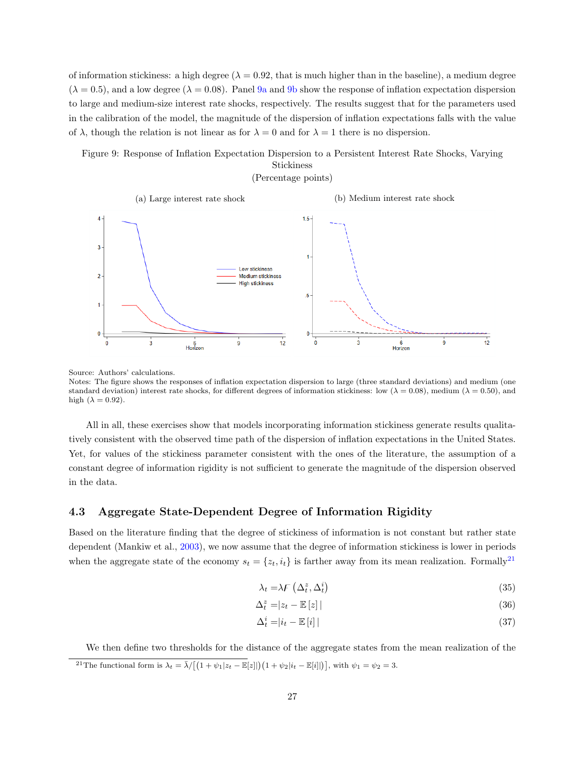of information stickiness: a high degree ($\lambda = 0.92$, that is much higher than in the baseline), a medium degree ($\lambda = 0.5$), and a low degree ($\lambda = 0.08$). Panel 9a and 9b show the response of inflation expectation dispersion to large and medium-size interest rate shocks, respectively. The results suggest that for the parameters used in the calibration of the model, the magnitude of the dispersion of inflation expectations falls with the value of $\lambda$, though the relation is not linear as for $\lambda = 0$ and for $\lambda = 1$ there is no dispersion.

Figure 9: Response of Inflation Expectation Dispersion to a Persistent Interest Rate Shocks, Varying Stickiness
(Percentage points)

(a) Large interest rate shock

(b) Medium interest rate shock

Source: Authors' calculations.
Notes: The figure shows the responses of inflation expectation dispersion to large (three standard deviations) and medium (one standard deviation) interest rate shocks, for different degrees of information stickiness: low ($\lambda = 0.08$), medium ($\lambda = 0.50$), and high ($\lambda = 0.92$).

All in all, these exercises show that models incorporating information stickiness generate results qualitatively consistent with the observed time path of the dispersion of inflation expectations in the United States. Yet, for values of the stickiness parameter consistent with the ones of the literature, the assumption of a constant degree of information rigidity is not sufficient to generate the magnitude of the dispersion observed in the data.

### 4.3 Aggregate State-Dependent Degree of Information Rigidity

Based on the literature finding that the degree of stickiness of information is not constant but rather state dependent (Mankiw et al., 2003), we now assume that the degree of information stickiness is lower in periods when the aggregate state of the economy $s_t = \{z_t, i_t\}$ is farther away from its mean realization. Formally[21]

$$\lambda_t = \lambda F\left(\Delta_t^z, \Delta_t^i\right) \tag{35}$$

$$\Delta_t^z = |z_t - \mathbb{E}[z]| \tag{36}$$

$$\Delta_t^i = |i_t - \mathbb{E}[i]| \tag{37}$$

We then define two thresholds for the distance of the aggregate states from the mean realization of the

[21] The functional form is $\lambda_t = \bar{\lambda}/\left[\left(1 + \psi_1|z_t - \mathbb{E}[z]|\right)\left(1 + \psi_2|i_t - \mathbb{E}[i]|\right)\right]$, with $\psi_1 = \psi_2 = 3$.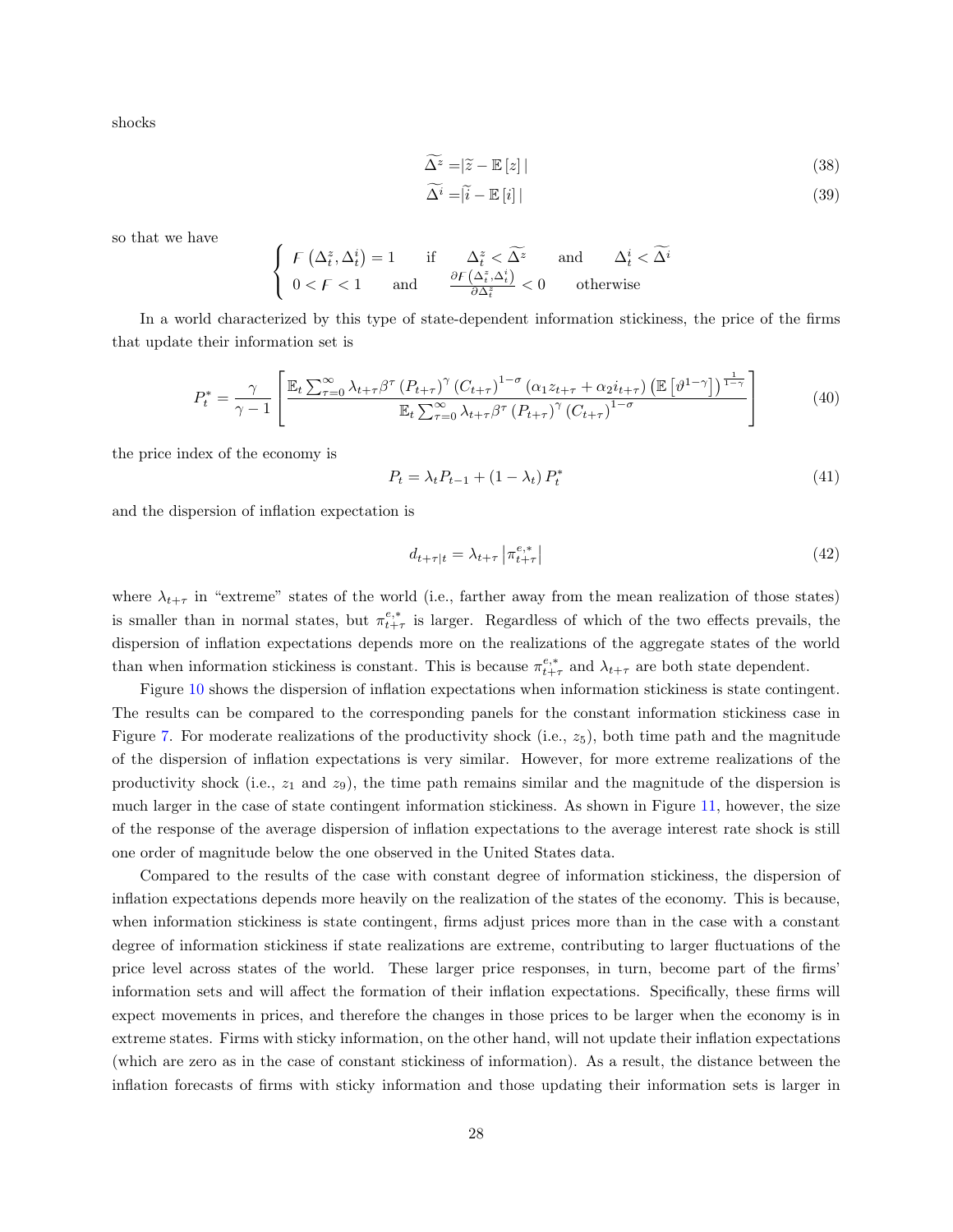shocks

$$\widetilde{\Delta^z} = |\widetilde{z} - \mathbb{E}[z]| \tag{38}$$

$$\widetilde{\Delta^i} = |\widetilde{i} - \mathbb{E}[i]| \tag{39}$$

so that we have

$$\begin{cases} F\left(\Delta_t^z, \Delta_t^i\right) = 1 & \text{if} \quad \Delta_t^z < \widetilde{\Delta^z} \quad \text{and} \quad \Delta_t^i < \widetilde{\Delta^i} \\ 0 < F < 1 \quad \text{and} \quad \frac{\partial F\left(\Delta_t^z, \Delta_t^i\right)}{\partial \Delta_t^z} < 0 & \text{otherwise} \end{cases}$$

In a world characterized by this type of state-dependent information stickiness, the price of the firms that update their information set is

$$P_t^* = \frac{\gamma}{\gamma - 1} \left[ \frac{\mathbb{E}_t \sum_{\tau=0}^{\infty} \lambda_{t+\tau} \beta^\tau \left(P_{t+\tau}\right)^\gamma \left(C_{t+\tau}\right)^{1-\sigma} \left(\alpha_1 z_{t+\tau} + \alpha_2 i_{t+\tau}\right) \left(\mathbb{E}\left[\vartheta^{1-\gamma}\right]\right)^{\frac{1}{1-\gamma}}}{\mathbb{E}_t \sum_{\tau=0}^{\infty} \lambda_{t+\tau} \beta^\tau \left(P_{t+\tau}\right)^\gamma \left(C_{t+\tau}\right)^{1-\sigma}} \right] \tag{40}$$

the price index of the economy is

$$P_t = \lambda_t P_{t-1} + (1 - \lambda_t) P_t^* \tag{41}$$

and the dispersion of inflation expectation is

$$d_{t+\tau|t} = \lambda_{t+\tau} \left| \pi_{t+\tau}^{e,*} \right| \tag{42}$$

where $\lambda_{t+\tau}$ in "extreme" states of the world (i.e., farther away from the mean realization of those states) is smaller than in normal states, but $\pi_{t+\tau}^{e,*}$ is larger. Regardless of which of the two effects prevails, the dispersion of inflation expectations depends more on the realizations of the aggregate states of the world than when information stickiness is constant. This is because $\pi_{t+\tau}^{e,*}$ and $\lambda_{t+\tau}$ are both state dependent.

Figure 10 shows the dispersion of inflation expectations when information stickiness is state contingent. The results can be compared to the corresponding panels for the constant information stickiness case in Figure 7. For moderate realizations of the productivity shock (i.e., $z_5$), both time path and the magnitude of the dispersion of inflation expectations is very similar. However, for more extreme realizations of the productivity shock (i.e., $z_1$ and $z_9$), the time path remains similar and the magnitude of the dispersion is much larger in the case of state contingent information stickiness. As shown in Figure 11, however, the size of the response of the average dispersion of inflation expectations to the average interest rate shock is still one order of magnitude below the one observed in the United States data.

Compared to the results of the case with constant degree of information stickiness, the dispersion of inflation expectations depends more heavily on the realization of the states of the economy. This is because, when information stickiness is state contingent, firms adjust prices more than in the case with a constant degree of information stickiness if state realizations are extreme, contributing to larger fluctuations of the price level across states of the world. These larger price responses, in turn, become part of the firms' information sets and will affect the formation of their inflation expectations. Specifically, these firms will expect movements in prices, and therefore the changes in those prices to be larger when the economy is in extreme states. Firms with sticky information, on the other hand, will not update their inflation expectations (which are zero as in the case of constant stickiness of information). As a result, the distance between the inflation forecasts of firms with sticky information and those updating their information sets is larger in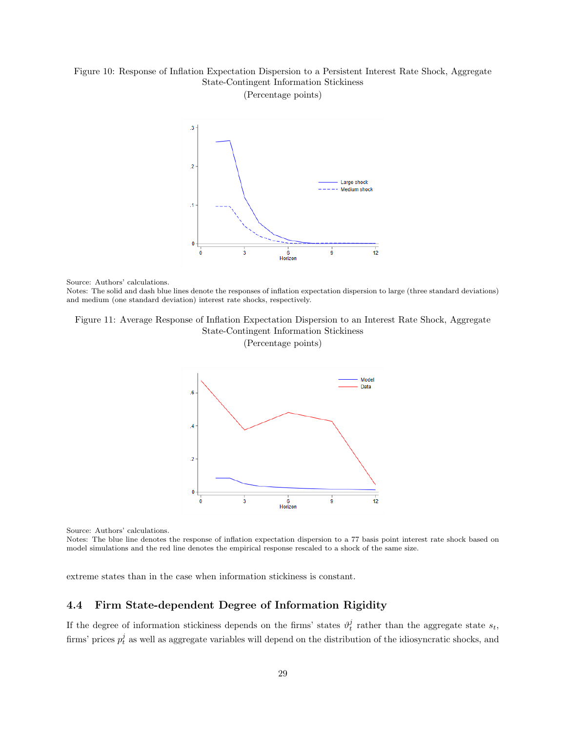Figure 10: Response of Inflation Expectation Dispersion to a Persistent Interest Rate Shock, Aggregate State-Contingent Information Stickiness
(Percentage points)

Source: Authors' calculations.
Notes: The solid and dash blue lines denote the responses of inflation expectation dispersion to large (three standard deviations) and medium (one standard deviation) interest rate shocks, respectively.

Figure 11: Average Response of Inflation Expectation Dispersion to an Interest Rate Shock, Aggregate State-Contingent Information Stickiness
(Percentage points)

Source: Authors' calculations.
Notes: The blue line denotes the response of inflation expectation dispersion to a 77 basis point interest rate shock based on model simulations and the red line denotes the empirical response rescaled to a shock of the same size.

extreme states than in the case when information stickiness is constant.

## 4.4 Firm State-dependent Degree of Information Rigidity

If the degree of information stickiness depends on the firms' states $\vartheta_t^j$ rather than the aggregate state $s_t$, firms' prices $p_t^j$ as well as aggregate variables will depend on the distribution of the idiosyncratic shocks, and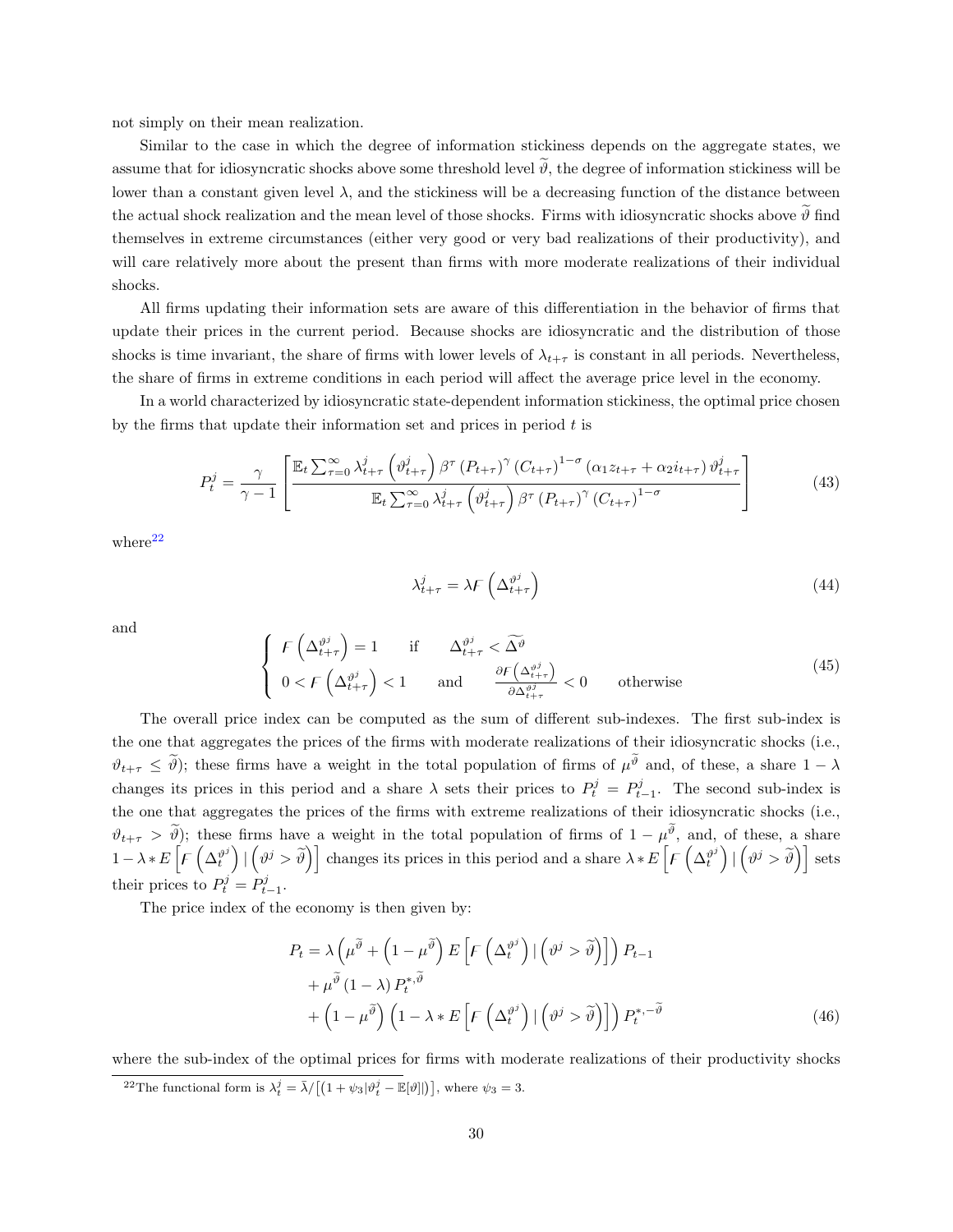not simply on their mean realization.

Similar to the case in which the degree of information stickiness depends on the aggregate states, we assume that for idiosyncratic shocks above some threshold level $\widetilde{\vartheta}$, the degree of information stickiness will be lower than a constant given level $\lambda$, and the stickiness will be a decreasing function of the distance between the actual shock realization and the mean level of those shocks. Firms with idiosyncratic shocks above $\widetilde{\vartheta}$ find themselves in extreme circumstances (either very good or very bad realizations of their productivity), and will care relatively more about the present than firms with more moderate realizations of their individual shocks.

All firms updating their information sets are aware of this differentiation in the behavior of firms that update their prices in the current period. Because shocks are idiosyncratic and the distribution of those shocks is time invariant, the share of firms with lower levels of $\lambda_{t+\tau}$ is constant in all periods. Nevertheless, the share of firms in extreme conditions in each period will affect the average price level in the economy.

In a world characterized by idiosyncratic state-dependent information stickiness, the optimal price chosen by the firms that update their information set and prices in period $t$ is

$$P_t^j = \frac{\gamma}{\gamma - 1}\left[\frac{\mathbb{E}_t \sum_{\tau=0}^{\infty} \lambda_{t+\tau}^j \left(\vartheta_{t+\tau}^j\right) \beta^\tau \left(P_{t+\tau}\right)^\gamma \left(C_{t+\tau}\right)^{1-\sigma} \left(\alpha_1 z_{t+\tau} + \alpha_2 i_{t+\tau}\right) \vartheta_{t+\tau}^j}{\mathbb{E}_t \sum_{\tau=0}^{\infty} \lambda_{t+\tau}^j \left(\vartheta_{t+\tau}^j\right) \beta^\tau \left(P_{t+\tau}\right)^\gamma \left(C_{t+\tau}\right)^{1-\sigma}}\right] \tag{43}$$

where[22]

$$\lambda_{t+\tau}^j = \lambda F\left(\Delta_{t+\tau}^{\vartheta^j}\right) \tag{44}$$

and

$$\begin{cases} F\left(\Delta_{t+\tau}^{\vartheta^j}\right) = 1 & \text{if} \quad \Delta_{t+\tau}^{\vartheta^j} < \widetilde{\Delta^{\vartheta}} \\ 0 < F\left(\Delta_{t+\tau}^{\vartheta^j}\right) < 1 \quad \text{and} \quad \frac{\partial F\left(\Delta_{t+\tau}^{\vartheta^j}\right)}{\partial \Delta_{t+\tau}^{\vartheta^j}} < 0 & \text{otherwise} \end{cases} \tag{45}$$

The overall price index can be computed as the sum of different sub-indexes. The first sub-index is the one that aggregates the prices of the firms with moderate realizations of their idiosyncratic shocks (i.e., $\vartheta_{t+\tau} \leq \widetilde{\vartheta}$); these firms have a weight in the total population of firms of $\mu^{\widetilde{\vartheta}}$ and, of these, a share $1-\lambda$ changes its prices in this period and a share $\lambda$ sets their prices to $P_t^j = P_{t-1}^j$. The second sub-index is the one that aggregates the prices of the firms with extreme realizations of their idiosyncratic shocks (i.e., $\vartheta_{t+\tau} > \widetilde{\vartheta}$); these firms have a weight in the total population of firms of $1-\mu^{\widetilde{\vartheta}}$, and, of these, a share $1-\lambda * E\left[F\left(\Delta_t^{\vartheta^j}\right) \mid \left(\vartheta^j > \widetilde{\vartheta}\right)\right]$ changes its prices in this period and a share $\lambda * E\left[F\left(\Delta_t^{\vartheta^j}\right) \mid \left(\vartheta^j > \widetilde{\vartheta}\right)\right]$ sets their prices to $P_t^j = P_{t-1}^j$.

The price index of the economy is then given by:

$$\begin{aligned} P_t = &\, \lambda\left(\mu^{\widetilde{\vartheta}} + \left(1-\mu^{\widetilde{\vartheta}}\right) E\left[F\left(\Delta_t^{\vartheta^j}\right) \mid \left(\vartheta^j > \widetilde{\vartheta}\right)\right]\right) P_{t-1} \\ &+ \mu^{\widetilde{\vartheta}}\left(1-\lambda\right) P_t^{*,\widetilde{\vartheta}} \\ &+ \left(1-\mu^{\widetilde{\vartheta}}\right)\left(1-\lambda * E\left[F\left(\Delta_t^{\vartheta^j}\right) \mid \left(\vartheta^j > \widetilde{\vartheta}\right)\right]\right) P_t^{*,-\widetilde{\vartheta}} \end{aligned} \tag{46}$$

where the sub-index of the optimal prices for firms with moderate realizations of their productivity shocks

[22] The functional form is $\lambda_t^j = \bar{\lambda}/\left[\left(1+\psi_3|\vartheta_t^j - \mathbb{E}[\vartheta]|\right)\right]$, where $\psi_3 = 3$.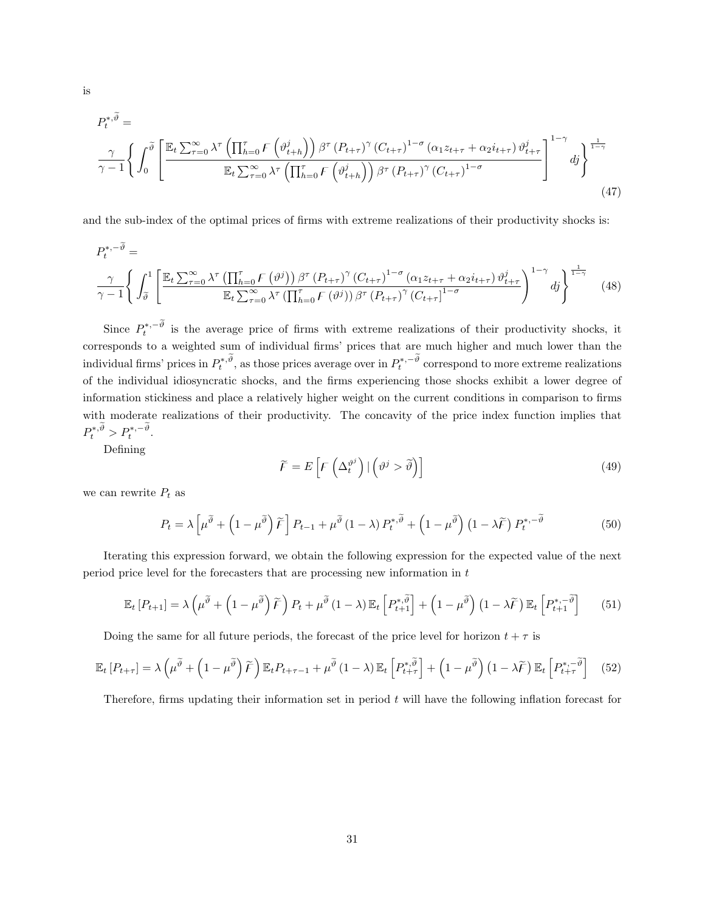is

$$
P_t^{*,\widetilde{\vartheta}} = \frac{\gamma}{\gamma-1}\left\{ \int_0^{\widetilde{\vartheta}} \left[ \frac{\mathbb{E}_t \sum_{\tau=0}^{\infty} \lambda^{\tau} \left( \prod_{h=0}^{\tau} F\left(\vartheta_{t+h}^{j}\right)\right) \beta^{\tau} \left(P_{t+\tau}\right)^{\gamma} \left(C_{t+\tau}\right)^{1-\sigma} \left(\alpha_1 z_{t+\tau} + \alpha_2 i_{t+\tau}\right) \vartheta_{t+\tau}^{j}}{\mathbb{E}_t \sum_{\tau=0}^{\infty} \lambda^{\tau} \left( \prod_{h=0}^{\tau} F\left(\vartheta_{t+h}^{j}\right)\right) \beta^{\tau} \left(P_{t+\tau}\right)^{\gamma} \left(C_{t+\tau}\right)^{1-\sigma}} \right]^{1-\gamma} dj \right\}^{\frac{1}{1-\gamma}} \tag{47}
$$

and the sub-index of the optimal prices of firms with extreme realizations of their productivity shocks is:

$$
P_t^{*,-\widetilde{\vartheta}} = \frac{\gamma}{\gamma-1}\left\{ \int_{\widetilde{\vartheta}}^{1} \left[ \frac{\mathbb{E}_t \sum_{\tau=0}^{\infty} \lambda^{\tau} \left( \prod_{h=0}^{\tau} F\left(\vartheta^{j}\right)\right) \beta^{\tau} \left(P_{t+\tau}\right)^{\gamma} \left(C_{t+\tau}\right)^{1-\sigma} \left(\alpha_1 z_{t+\tau} + \alpha_2 i_{t+\tau}\right) \vartheta_{t+\tau}^{j}}{\mathbb{E}_t \sum_{\tau=0}^{\infty} \lambda^{\tau} \left( \prod_{h=0}^{\tau} F\left(\vartheta^{j}\right)\right) \beta^{\tau} \left(P_{t+\tau}\right)^{\gamma} \left(C_{t+\tau}\right]^{1-\sigma}} \right)^{1-\gamma} dj \right\}^{\frac{1}{1-\gamma}} \tag{48}
$$

Since $P_t^{*,-\widetilde{\vartheta}}$ is the average price of firms with extreme realizations of their productivity shocks, it corresponds to a weighted sum of individual firms' prices that are much higher and much lower than the individual firms' prices in $P_t^{*,\widetilde{\vartheta}}$, as those prices average over in $P_t^{*,-\widetilde{\vartheta}}$ correspond to more extreme realizations of the individual idiosyncratic shocks, and the firms experiencing those shocks exhibit a lower degree of information stickiness and place a relatively higher weight on the current conditions in comparison to firms with moderate realizations of their productivity. The concavity of the price index function implies that $P_t^{*,\widetilde{\vartheta}} > P_t^{*,-\widetilde{\vartheta}}$.

Defining

$$
\widetilde{F} = E\left[ F\left(\Delta_t^{\vartheta^j}\right) \mid \left(\vartheta^j > \widetilde{\vartheta}\right)\right] \tag{49}
$$

we can rewrite $P_t$ as

$$
P_t = \lambda\left[\mu^{\widetilde{\vartheta}} + \left(1-\mu^{\widetilde{\vartheta}}\right)\widetilde{F}\right] P_{t-1} + \mu^{\widetilde{\vartheta}}\left(1-\lambda\right) P_t^{*,\widetilde{\vartheta}} + \left(1-\mu^{\widetilde{\vartheta}}\right)\left(1-\lambda\widetilde{F}\right) P_t^{*,-\widetilde{\vartheta}} \tag{50}
$$

Iterating this expression forward, we obtain the following expression for the expected value of the next period price level for the forecasters that are processing new information in $t$

$$
\mathbb{E}_t\left[P_{t+1}\right] = \lambda\left(\mu^{\widetilde{\vartheta}} + \left(1-\mu^{\widetilde{\vartheta}}\right)\widetilde{F}\right) P_t + \mu^{\widetilde{\vartheta}}\left(1-\lambda\right)\mathbb{E}_t\left[P_{t+1}^{*,\widetilde{\vartheta}}\right] + \left(1-\mu^{\widetilde{\vartheta}}\right)\left(1-\lambda\widetilde{F}\right)\mathbb{E}_t\left[P_{t+1}^{*,-\widetilde{\vartheta}}\right] \tag{51}
$$

Doing the same for all future periods, the forecast of the price level for horizon $t+\tau$ is

$$
\mathbb{E}_t\left[P_{t+\tau}\right] = \lambda\left(\mu^{\widetilde{\vartheta}} + \left(1-\mu^{\widetilde{\vartheta}}\right)\widetilde{F}\right)\mathbb{E}_t P_{t+\tau-1} + \mu^{\widetilde{\vartheta}}\left(1-\lambda\right)\mathbb{E}_t\left[P_{t+\tau}^{*,\widetilde{\vartheta}}\right] + \left(1-\mu^{\widetilde{\vartheta}}\right)\left(1-\lambda\widetilde{F}\right)\mathbb{E}_t\left[P_{t+\tau}^{*,-\widetilde{\vartheta}}\right] \tag{52}
$$

Therefore, firms updating their information set in period $t$ will have the following inflation forecast for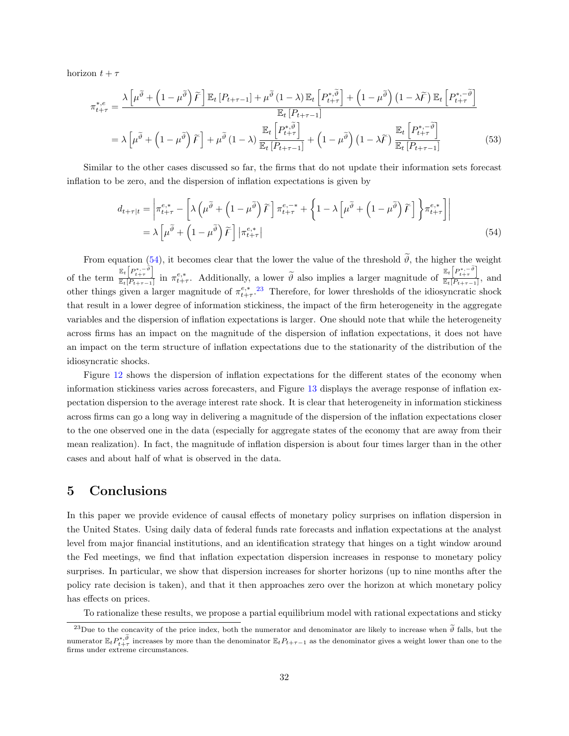horizon $t+\tau$

$$
\begin{aligned}
\pi^{*,e}_{t+\tau} &= \frac{\lambda\left[\mu^{\widetilde{\vartheta}}+\left(1-\mu^{\widetilde{\vartheta}}\right)\widetilde{F}\right]\mathbb{E}_t\left[P_{t+\tau-1}\right]+\mu^{\widetilde{\vartheta}}\left(1-\lambda\right)\mathbb{E}_t\left[P^{*,\widetilde{\vartheta}}_{t+\tau}\right]+\left(1-\mu^{\widetilde{\vartheta}}\right)\left(1-\lambda\widetilde{F}\right)\mathbb{E}_t\left[P^{*,-\widetilde{\vartheta}}_{t+\tau}\right]}{\mathbb{E}_t\left[P_{t+\tau-1}\right]} \\
&= \lambda\left[\mu^{\widetilde{\vartheta}}+\left(1-\mu^{\widetilde{\vartheta}}\right)\widetilde{F}\right]+\mu^{\widetilde{\vartheta}}\left(1-\lambda\right)\frac{\mathbb{E}_t\left[P^{*,\widetilde{\vartheta}}_{t+\tau}\right]}{\mathbb{E}_t\left[P_{t+\tau-1}\right]}+\left(1-\mu^{\widetilde{\vartheta}}\right)\left(1-\lambda\widetilde{F}\right)\frac{\mathbb{E}_t\left[P^{*,-\widetilde{\vartheta}}_{t+\tau}\right]}{\mathbb{E}_t\left[P_{t+\tau-1}\right]} \qquad (53)
\end{aligned}
$$

Similar to the other cases discussed so far, the firms that do not update their information sets forecast inflation to be zero, and the dispersion of inflation expectations is given by

$$
\begin{aligned}
d_{t+\tau|t} &= \left|\pi^{e,*}_{t+\tau}-\left[\lambda\left(\mu^{\widetilde{\vartheta}}+\left(1-\mu^{\widetilde{\vartheta}}\right)\widetilde{F}\right]\pi^{e,-*}_{t+\tau}+\left\{1-\lambda\left[\mu^{\widetilde{\vartheta}}+\left(1-\mu^{\widetilde{\vartheta}}\right)\widetilde{F}\right]\right\}\pi^{e,*}_{t+\tau}\right]\right| \\
&= \lambda\left[\mu^{\widetilde{\vartheta}}+\left(1-\mu^{\widetilde{\vartheta}}\right)\widetilde{F}\right]\left|\pi^{e,*}_{t+\tau}\right| \qquad (54)
\end{aligned}
$$

From equation (54), it becomes clear that the lower the value of the threshold $\widetilde{\vartheta}$, the higher the weight of the term $\frac{\mathbb{E}_t\left[P^{*,-\widetilde{\vartheta}}_{t+\tau}\right]}{\mathbb{E}_t\left[P_{t+\tau-1}\right]}$ in $\pi^{e,*}_{t+\tau}$. Additionally, a lower $\widetilde{\vartheta}$ also implies a larger magnitude of $\frac{\mathbb{E}_t\left[P^{*,-\widetilde{\vartheta}}_{t+\tau}\right]}{\mathbb{E}_t\left[P_{t+\tau-1}\right]}$, and other things given a larger magnitude of $\pi^{e,*}_{t+\tau}$.[23] Therefore, for lower thresholds of the idiosyncratic shock that result in a lower degree of information stickiness, the impact of the firm heterogeneity in the aggregate variables and the dispersion of inflation expectations is larger. One should note that while the heterogeneity across firms has an impact on the magnitude of the dispersion of inflation expectations, it does not have an impact on the term structure of inflation expectations due to the stationarity of the distribution of the idiosyncratic shocks.

Figure 12 shows the dispersion of inflation expectations for the different states of the economy when information stickiness varies across forecasters, and Figure 13 displays the average response of inflation expectation dispersion to the average interest rate shock. It is clear that heterogeneity in information stickiness across firms can go a long way in delivering a magnitude of the dispersion of the inflation expectations closer to the one observed one in the data (especially for aggregate states of the economy that are away from their mean realization). In fact, the magnitude of inflation dispersion is about four times larger than in the other cases and about half of what is observed in the data.

# 5 Conclusions

In this paper we provide evidence of causal effects of monetary policy surprises on inflation dispersion in the United States. Using daily data of federal funds rate forecasts and inflation expectations at the analyst level from major financial institutions, and an identification strategy that hinges on a tight window around the Fed meetings, we find that inflation expectation dispersion increases in response to monetary policy surprises. In particular, we show that dispersion increases for shorter horizons (up to nine months after the policy rate decision is taken), and that it then approaches zero over the horizon at which monetary policy has effects on prices.

To rationalize these results, we propose a partial equilibrium model with rational expectations and sticky

[23] Due to the concavity of the price index, both the numerator and denominator are likely to increase when $\widetilde{\vartheta}$ falls, but the numerator $\mathbb{E}_t P^{*,\widetilde{\vartheta}}_{t+\tau}$ increases by more than the denominator $\mathbb{E}_t P_{t+\tau-1}$ as the denominator gives a weight lower than one to the firms under extreme circumstances.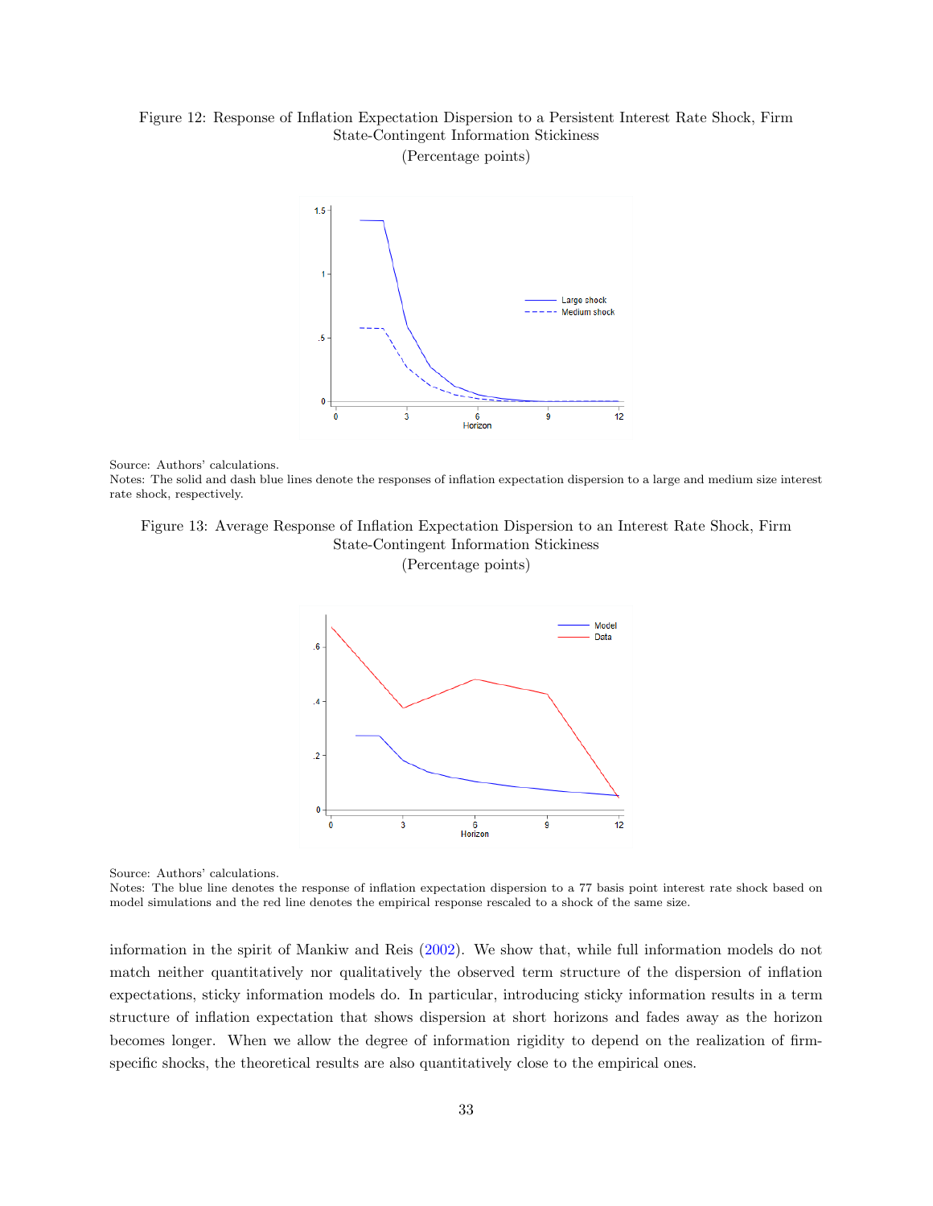Figure 12: Response of Inflation Expectation Dispersion to a Persistent Interest Rate Shock, Firm State-Contingent Information Stickiness
(Percentage points)

Source: Authors' calculations.
Notes: The solid and dash blue lines denote the responses of inflation expectation dispersion to a large and medium size interest rate shock, respectively.

Figure 13: Average Response of Inflation Expectation Dispersion to an Interest Rate Shock, Firm State-Contingent Information Stickiness
(Percentage points)

Source: Authors' calculations.
Notes: The blue line denotes the response of inflation expectation dispersion to a 77 basis point interest rate shock based on model simulations and the red line denotes the empirical response rescaled to a shock of the same size.

information in the spirit of Mankiw and Reis (2002). We show that, while full information models do not match neither quantitatively nor qualitatively the observed term structure of the dispersion of inflation expectations, sticky information models do. In particular, introducing sticky information results in a term structure of inflation expectation that shows dispersion at short horizons and fades away as the horizon becomes longer. When we allow the degree of information rigidity to depend on the realization of firm-specific shocks, the theoretical results are also quantitatively close to the empirical ones.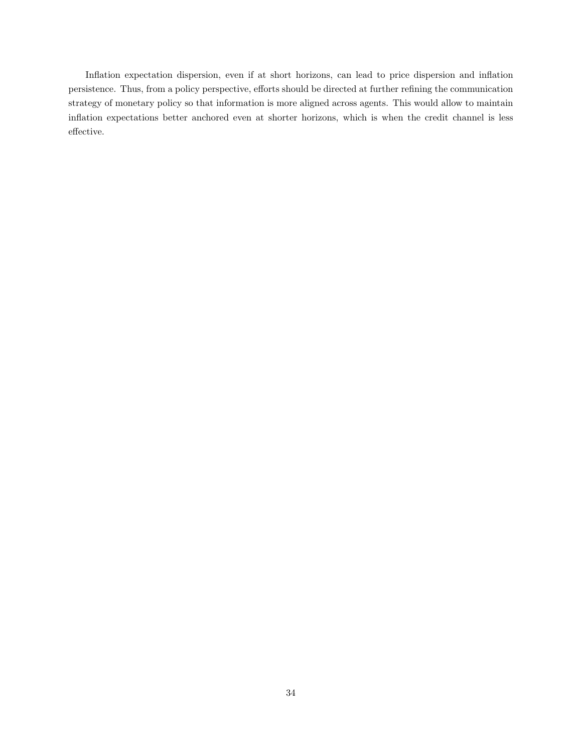Inflation expectation dispersion, even if at short horizons, can lead to price dispersion and inflation persistence. Thus, from a policy perspective, efforts should be directed at further refining the communication strategy of monetary policy so that information is more aligned across agents. This would allow to maintain inflation expectations better anchored even at shorter horizons, which is when the credit channel is less effective.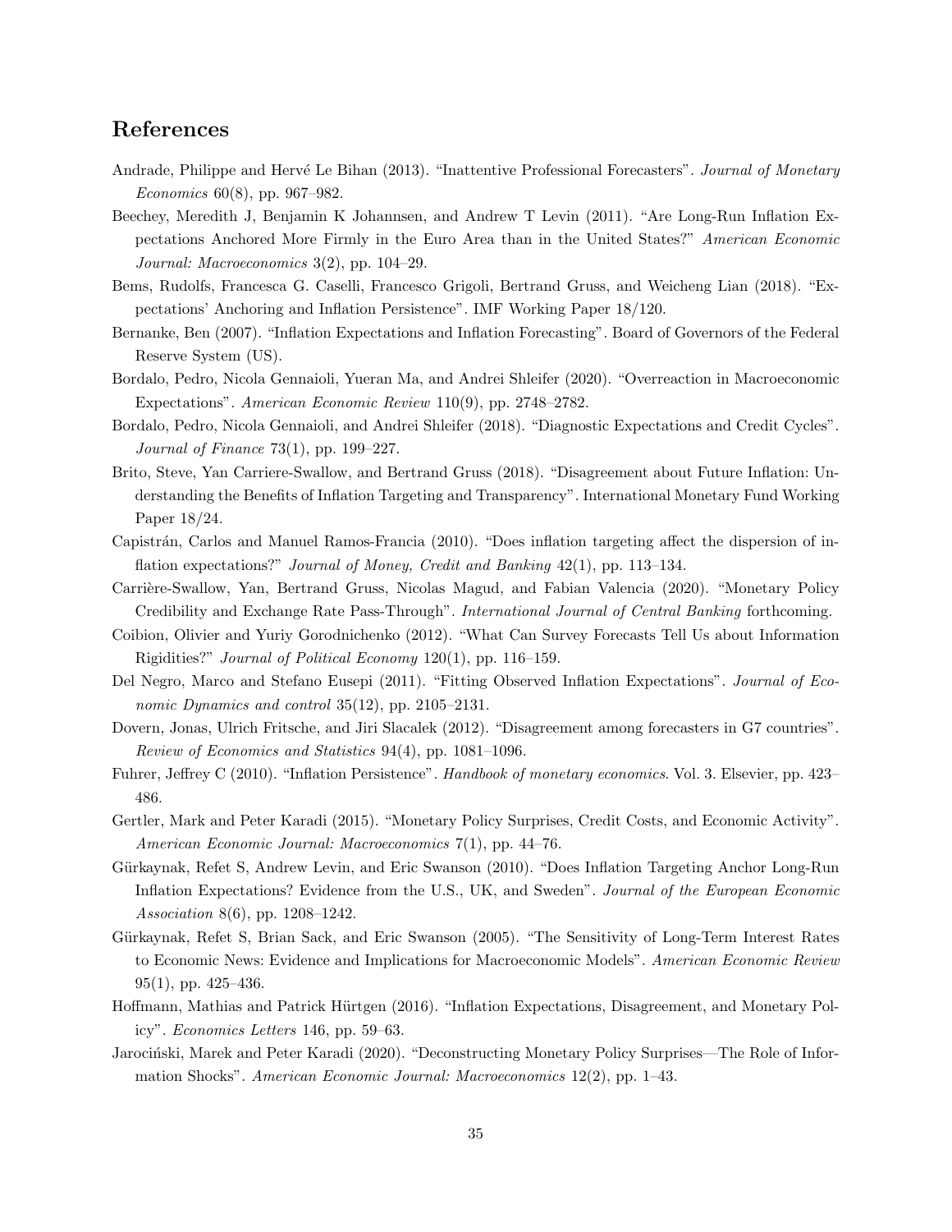## References

Andrade, Philippe and Hervé Le Bihan (2013). "Inattentive Professional Forecasters". *Journal of Monetary Economics* 60(8), pp. 967–982.

Beechey, Meredith J, Benjamin K Johannsen, and Andrew T Levin (2011). "Are Long-Run Inflation Expectations Anchored More Firmly in the Euro Area than in the United States?" *American Economic Journal: Macroeconomics* 3(2), pp. 104–29.

Bems, Rudolfs, Francesca G. Caselli, Francesco Grigoli, Bertrand Gruss, and Weicheng Lian (2018). "Expectations' Anchoring and Inflation Persistence". IMF Working Paper 18/120.

Bernanke, Ben (2007). "Inflation Expectations and Inflation Forecasting". Board of Governors of the Federal Reserve System (US).

Bordalo, Pedro, Nicola Gennaioli, Yueran Ma, and Andrei Shleifer (2020). "Overreaction in Macroeconomic Expectations". *American Economic Review* 110(9), pp. 2748–2782.

Bordalo, Pedro, Nicola Gennaioli, and Andrei Shleifer (2018). "Diagnostic Expectations and Credit Cycles". *Journal of Finance* 73(1), pp. 199–227.

Brito, Steve, Yan Carriere-Swallow, and Bertrand Gruss (2018). "Disagreement about Future Inflation: Understanding the Benefits of Inflation Targeting and Transparency". International Monetary Fund Working Paper 18/24.

Capistrán, Carlos and Manuel Ramos-Francia (2010). "Does inflation targeting affect the dispersion of inflation expectations?" *Journal of Money, Credit and Banking* 42(1), pp. 113–134.

Carrière-Swallow, Yan, Bertrand Gruss, Nicolas Magud, and Fabian Valencia (2020). "Monetary Policy Credibility and Exchange Rate Pass-Through". *International Journal of Central Banking* forthcoming.

Coibion, Olivier and Yuriy Gorodnichenko (2012). "What Can Survey Forecasts Tell Us about Information Rigidities?" *Journal of Political Economy* 120(1), pp. 116–159.

Del Negro, Marco and Stefano Eusepi (2011). "Fitting Observed Inflation Expectations". *Journal of Economic Dynamics and control* 35(12), pp. 2105–2131.

Dovern, Jonas, Ulrich Fritsche, and Jiri Slacalek (2012). "Disagreement among forecasters in G7 countries". *Review of Economics and Statistics* 94(4), pp. 1081–1096.

Fuhrer, Jeffrey C (2010). "Inflation Persistence". *Handbook of monetary economics*. Vol. 3. Elsevier, pp. 423–486.

Gertler, Mark and Peter Karadi (2015). "Monetary Policy Surprises, Credit Costs, and Economic Activity". *American Economic Journal: Macroeconomics* 7(1), pp. 44–76.

Gürkaynak, Refet S, Andrew Levin, and Eric Swanson (2010). "Does Inflation Targeting Anchor Long-Run Inflation Expectations? Evidence from the U.S., UK, and Sweden". *Journal of the European Economic Association* 8(6), pp. 1208–1242.

Gürkaynak, Refet S, Brian Sack, and Eric Swanson (2005). "The Sensitivity of Long-Term Interest Rates to Economic News: Evidence and Implications for Macroeconomic Models". *American Economic Review* 95(1), pp. 425–436.

Hoffmann, Mathias and Patrick Hürtgen (2016). "Inflation Expectations, Disagreement, and Monetary Policy". *Economics Letters* 146, pp. 59–63.

Jarociński, Marek and Peter Karadi (2020). "Deconstructing Monetary Policy Surprises—The Role of Information Shocks". *American Economic Journal: Macroeconomics* 12(2), pp. 1–43.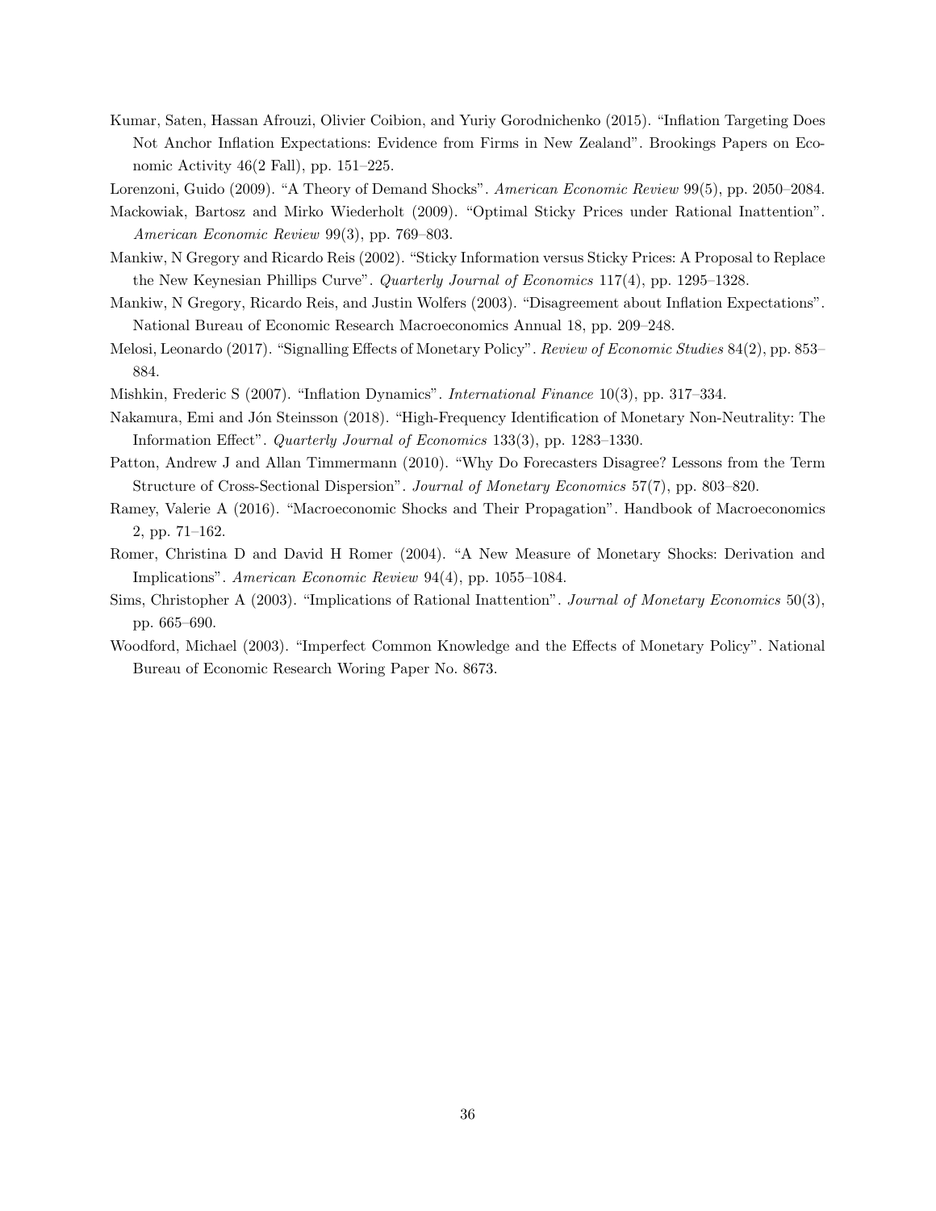Kumar, Saten, Hassan Afrouzi, Olivier Coibion, and Yuriy Gorodnichenko (2015). "Inflation Targeting Does Not Anchor Inflation Expectations: Evidence from Firms in New Zealand". Brookings Papers on Economic Activity 46(2 Fall), pp. 151–225.

Lorenzoni, Guido (2009). "A Theory of Demand Shocks". *American Economic Review* 99(5), pp. 2050–2084.

Mackowiak, Bartosz and Mirko Wiederholt (2009). "Optimal Sticky Prices under Rational Inattention". *American Economic Review* 99(3), pp. 769–803.

Mankiw, N Gregory and Ricardo Reis (2002). "Sticky Information versus Sticky Prices: A Proposal to Replace the New Keynesian Phillips Curve". *Quarterly Journal of Economics* 117(4), pp. 1295–1328.

Mankiw, N Gregory, Ricardo Reis, and Justin Wolfers (2003). "Disagreement about Inflation Expectations". National Bureau of Economic Research Macroeconomics Annual 18, pp. 209–248.

Melosi, Leonardo (2017). "Signalling Effects of Monetary Policy". *Review of Economic Studies* 84(2), pp. 853–884.

Mishkin, Frederic S (2007). "Inflation Dynamics". *International Finance* 10(3), pp. 317–334.

Nakamura, Emi and Jón Steinsson (2018). "High-Frequency Identification of Monetary Non-Neutrality: The Information Effect". *Quarterly Journal of Economics* 133(3), pp. 1283–1330.

Patton, Andrew J and Allan Timmermann (2010). "Why Do Forecasters Disagree? Lessons from the Term Structure of Cross-Sectional Dispersion". *Journal of Monetary Economics* 57(7), pp. 803–820.

Ramey, Valerie A (2016). "Macroeconomic Shocks and Their Propagation". Handbook of Macroeconomics 2, pp. 71–162.

Romer, Christina D and David H Romer (2004). "A New Measure of Monetary Shocks: Derivation and Implications". *American Economic Review* 94(4), pp. 1055–1084.

Sims, Christopher A (2003). "Implications of Rational Inattention". *Journal of Monetary Economics* 50(3), pp. 665–690.

Woodford, Michael (2003). "Imperfect Common Knowledge and the Effects of Monetary Policy". National Bureau of Economic Research Woring Paper No. 8673.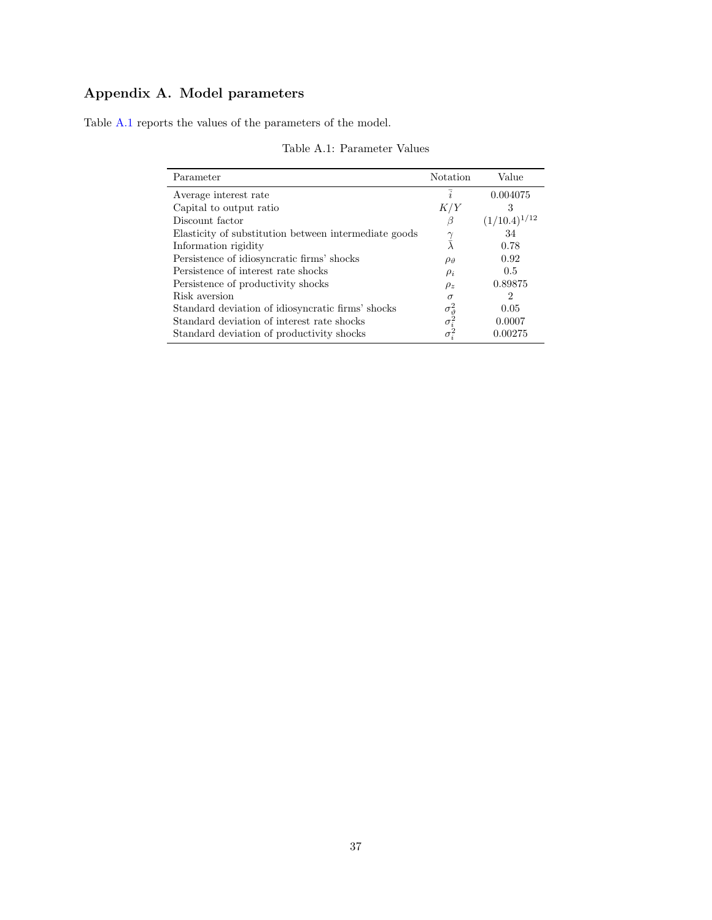## Appendix A. Model parameters

Table A.1 reports the values of the parameters of the model.

Table A.1: Parameter Values

| Parameter | Notation | Value |
|---|---|---|
| Average interest rate | $\bar{i}$ | 0.004075 |
| Capital to output ratio | $K/Y$ | 3 |
| Discount factor | $\beta$ | $(1/10.4)^{1/12}$ |
| Elasticity of substitution between intermediate goods | $\gamma$ | 34 |
| Information rigidity | $\bar{\lambda}$ | 0.78 |
| Persistence of idiosyncratic firms' shocks | $\rho_\vartheta$ | 0.92 |
| Persistence of interest rate shocks | $\rho_i$ | 0.5 |
| Persistence of productivity shocks | $\rho_z$ | 0.89875 |
| Risk aversion | $\sigma$ | 2 |
| Standard deviation of idiosyncratic firms' shocks | $\sigma_\vartheta^2$ | 0.05 |
| Standard deviation of interest rate shocks | $\sigma_i^2$ | 0.0007 |
| Standard deviation of productivity shocks | $\sigma_i^2$ | 0.00275 |